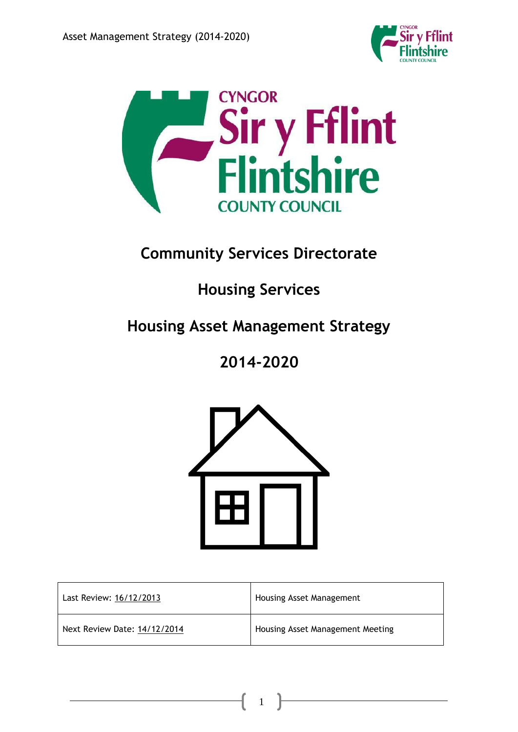# Community Services Directorate

## Housing Services

## Housing Asset Management Strategy

## 2014-2020

| Last Review: 16/12/2013 | Housing Asset Management |
| --- | --- |
| Next Review Date: 14/12/2014 | Housing Asset Management Meeting |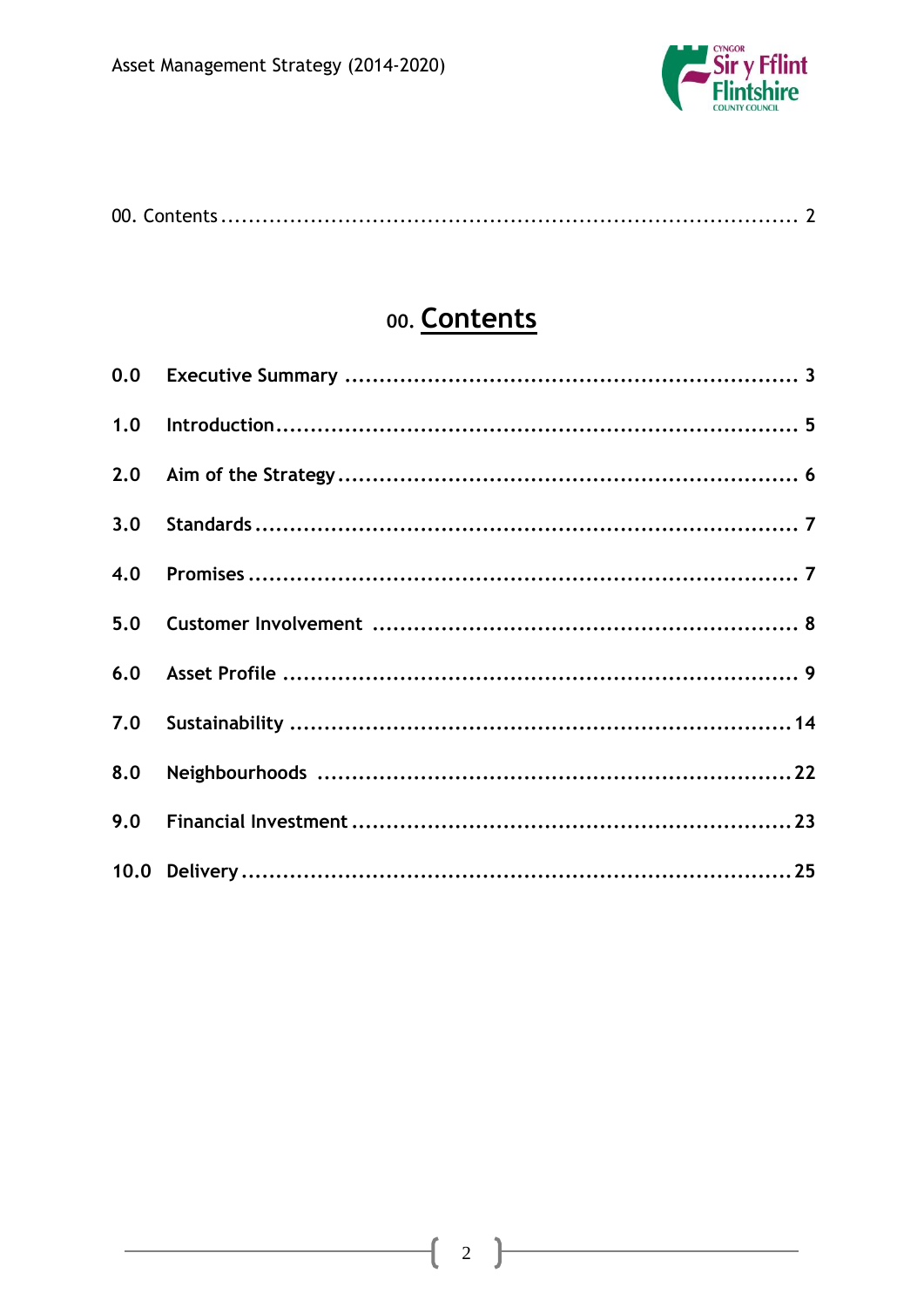00. Contents ........................................................................ 2

# 00. Contents

**0.0 Executive Summary ................................................................ 3**

**1.0 Introduction ........................................................................ 5**

**2.0 Aim of the Strategy ................................................................ 6**

**3.0 Standards ............................................................................ 7**

**4.0 Promises ............................................................................ 7**

**5.0 Customer Involvement ............................................................ 8**

**6.0 Asset Profile ........................................................................ 9**

**7.0 Sustainability ...................................................................... 14**

**8.0 Neighbourhoods ................................................................... 22**

**9.0 Financial Investment ............................................................. 23**

**10.0 Delivery ............................................................................ 25**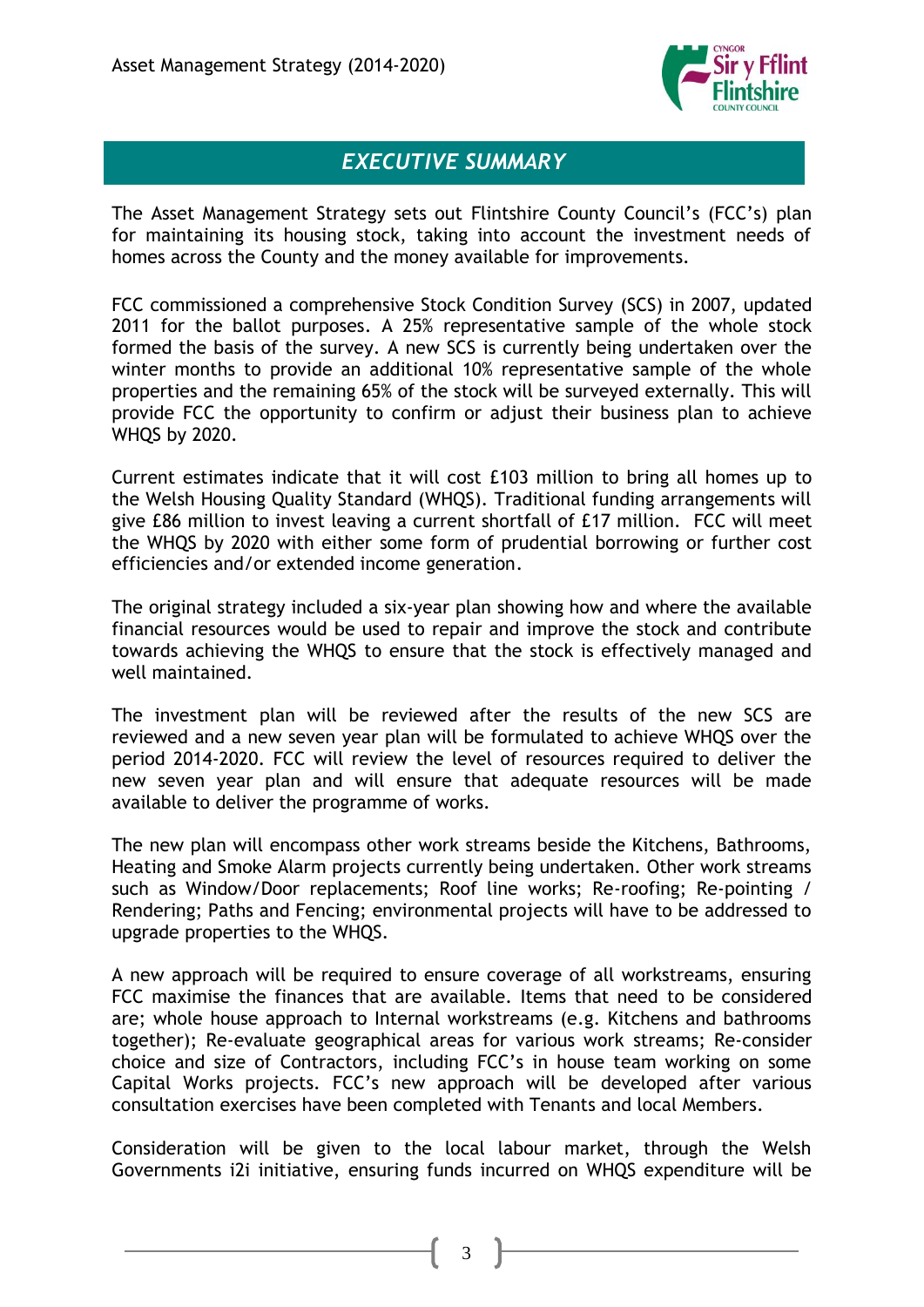## *EXECUTIVE SUMMARY*

The Asset Management Strategy sets out Flintshire County Council's (FCC's) plan for maintaining its housing stock, taking into account the investment needs of homes across the County and the money available for improvements.

FCC commissioned a comprehensive Stock Condition Survey (SCS) in 2007, updated 2011 for the ballot purposes. A 25% representative sample of the whole stock formed the basis of the survey. A new SCS is currently being undertaken over the winter months to provide an additional 10% representative sample of the whole properties and the remaining 65% of the stock will be surveyed externally. This will provide FCC the opportunity to confirm or adjust their business plan to achieve WHQS by 2020.

Current estimates indicate that it will cost £103 million to bring all homes up to the Welsh Housing Quality Standard (WHQS). Traditional funding arrangements will give £86 million to invest leaving a current shortfall of £17 million. FCC will meet the WHQS by 2020 with either some form of prudential borrowing or further cost efficiencies and/or extended income generation.

The original strategy included a six-year plan showing how and where the available financial resources would be used to repair and improve the stock and contribute towards achieving the WHQS to ensure that the stock is effectively managed and well maintained.

The investment plan will be reviewed after the results of the new SCS are reviewed and a new seven year plan will be formulated to achieve WHQS over the period 2014-2020. FCC will review the level of resources required to deliver the new seven year plan and will ensure that adequate resources will be made available to deliver the programme of works.

The new plan will encompass other work streams beside the Kitchens, Bathrooms, Heating and Smoke Alarm projects currently being undertaken. Other work streams such as Window/Door replacements; Roof line works; Re-roofing; Re-pointing / Rendering; Paths and Fencing; environmental projects will have to be addressed to upgrade properties to the WHQS.

A new approach will be required to ensure coverage of all workstreams, ensuring FCC maximise the finances that are available. Items that need to be considered are; whole house approach to Internal workstreams (e.g. Kitchens and bathrooms together); Re-evaluate geographical areas for various work streams; Re-consider choice and size of Contractors, including FCC's in house team working on some Capital Works projects. FCC's new approach will be developed after various consultation exercises have been completed with Tenants and local Members.

Consideration will be given to the local labour market, through the Welsh Governments i2i initiative, ensuring funds incurred on WHQS expenditure will be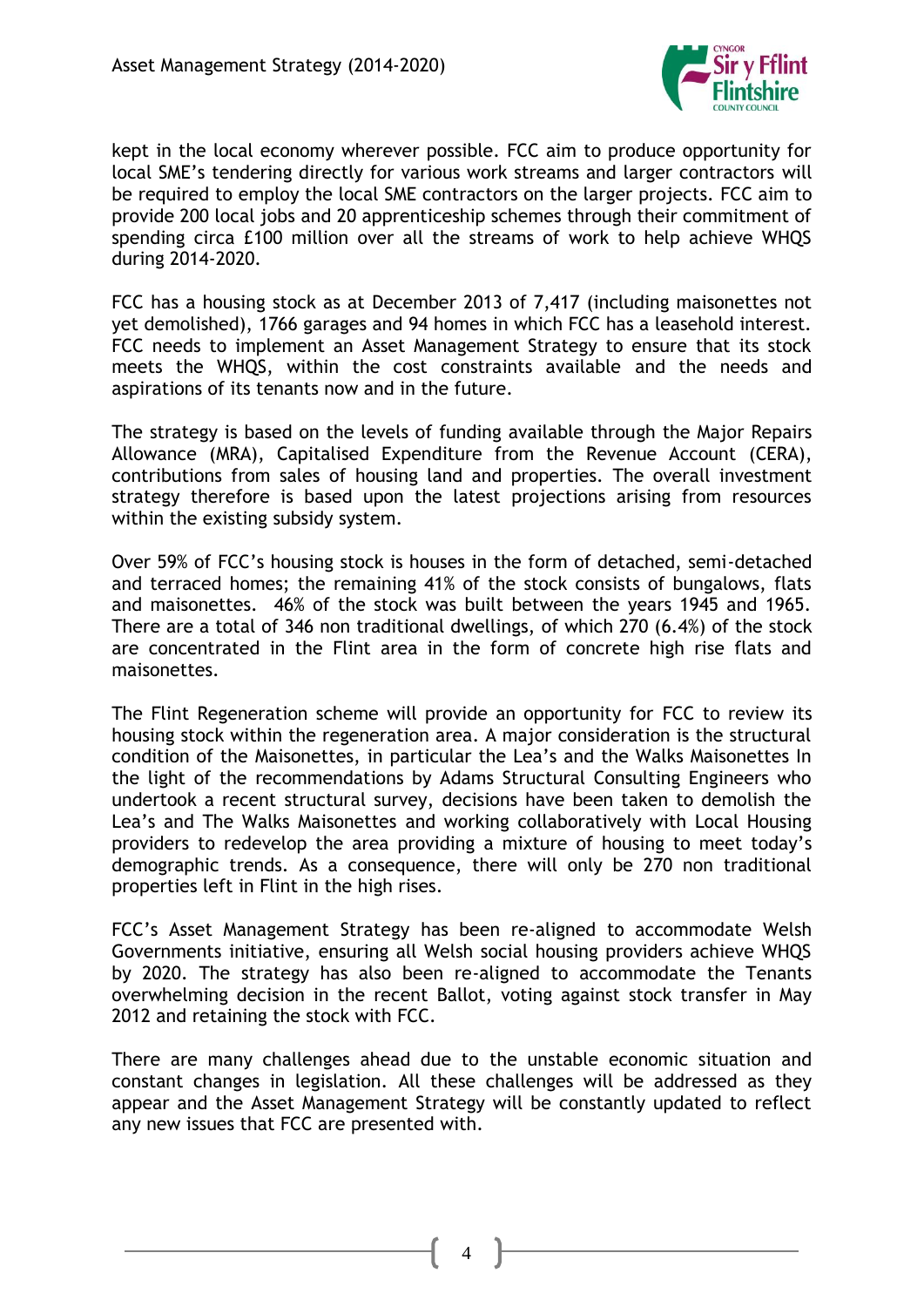kept in the local economy wherever possible. FCC aim to produce opportunity for local SME's tendering directly for various work streams and larger contractors will be required to employ the local SME contractors on the larger projects. FCC aim to provide 200 local jobs and 20 apprenticeship schemes through their commitment of spending circa £100 million over all the streams of work to help achieve WHQS during 2014-2020.

FCC has a housing stock as at December 2013 of 7,417 (including maisonettes not yet demolished), 1766 garages and 94 homes in which FCC has a leasehold interest. FCC needs to implement an Asset Management Strategy to ensure that its stock meets the WHQS, within the cost constraints available and the needs and aspirations of its tenants now and in the future.

The strategy is based on the levels of funding available through the Major Repairs Allowance (MRA), Capitalised Expenditure from the Revenue Account (CERA), contributions from sales of housing land and properties. The overall investment strategy therefore is based upon the latest projections arising from resources within the existing subsidy system.

Over 59% of FCC's housing stock is houses in the form of detached, semi-detached and terraced homes; the remaining 41% of the stock consists of bungalows, flats and maisonettes. 46% of the stock was built between the years 1945 and 1965. There are a total of 346 non traditional dwellings, of which 270 (6.4%) of the stock are concentrated in the Flint area in the form of concrete high rise flats and maisonettes.

The Flint Regeneration scheme will provide an opportunity for FCC to review its housing stock within the regeneration area. A major consideration is the structural condition of the Maisonettes, in particular the Lea's and the Walks Maisonettes In the light of the recommendations by Adams Structural Consulting Engineers who undertook a recent structural survey, decisions have been taken to demolish the Lea's and The Walks Maisonettes and working collaboratively with Local Housing providers to redevelop the area providing a mixture of housing to meet today's demographic trends. As a consequence, there will only be 270 non traditional properties left in Flint in the high rises.

FCC's Asset Management Strategy has been re-aligned to accommodate Welsh Governments initiative, ensuring all Welsh social housing providers achieve WHQS by 2020. The strategy has also been re-aligned to accommodate the Tenants overwhelming decision in the recent Ballot, voting against stock transfer in May 2012 and retaining the stock with FCC.

There are many challenges ahead due to the unstable economic situation and constant changes in legislation. All these challenges will be addressed as they appear and the Asset Management Strategy will be constantly updated to reflect any new issues that FCC are presented with.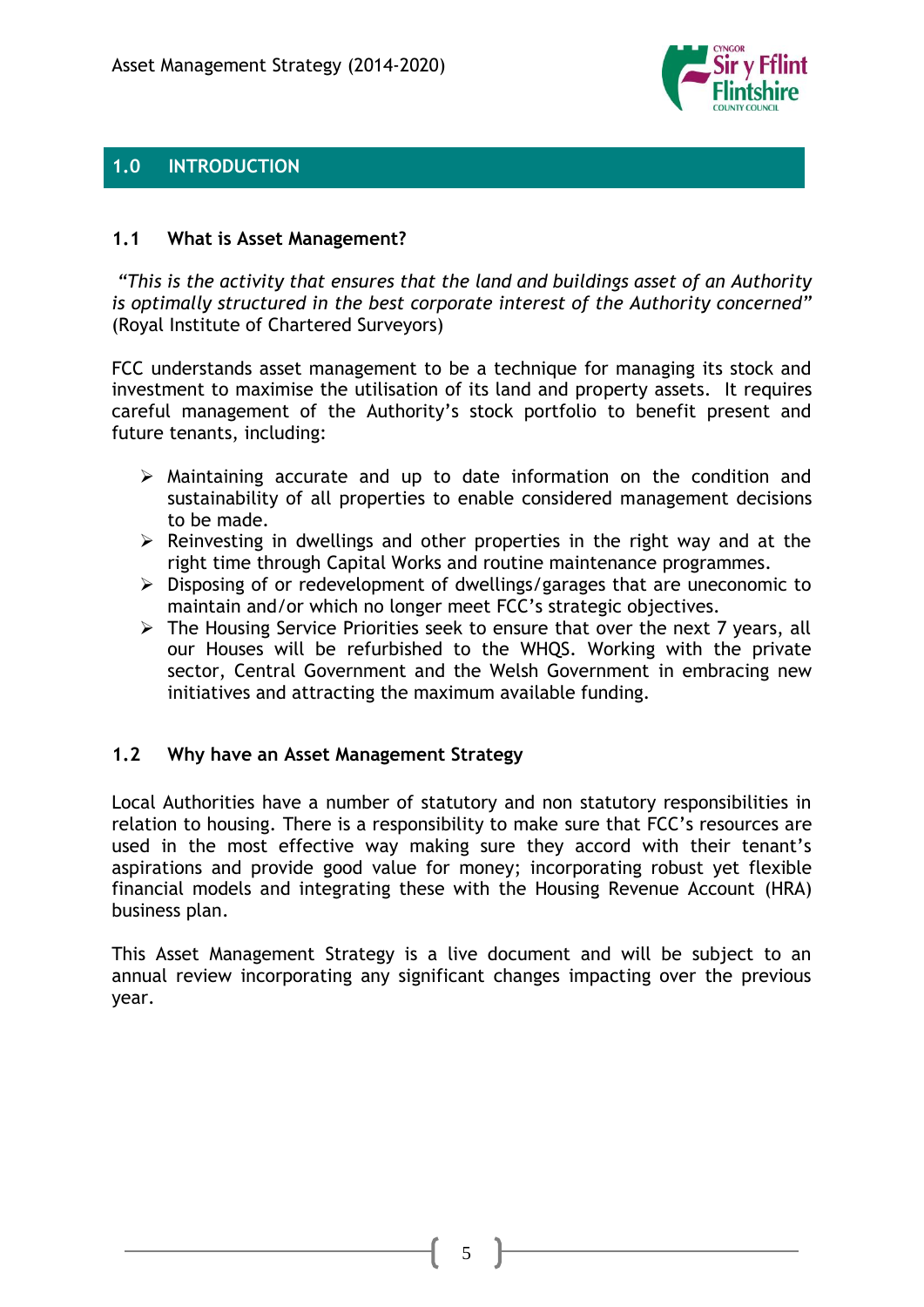## 1.0 INTRODUCTION

### 1.1 What is Asset Management?

*"This is the activity that ensures that the land and buildings asset of an Authority is optimally structured in the best corporate interest of the Authority concerned"* (Royal Institute of Chartered Surveyors)

FCC understands asset management to be a technique for managing its stock and investment to maximise the utilisation of its land and property assets. It requires careful management of the Authority's stock portfolio to benefit present and future tenants, including:

- Maintaining accurate and up to date information on the condition and sustainability of all properties to enable considered management decisions to be made.
- Reinvesting in dwellings and other properties in the right way and at the right time through Capital Works and routine maintenance programmes.
- Disposing of or redevelopment of dwellings/garages that are uneconomic to maintain and/or which no longer meet FCC's strategic objectives.
- The Housing Service Priorities seek to ensure that over the next 7 years, all our Houses will be refurbished to the WHQS. Working with the private sector, Central Government and the Welsh Government in embracing new initiatives and attracting the maximum available funding.

### 1.2 Why have an Asset Management Strategy

Local Authorities have a number of statutory and non statutory responsibilities in relation to housing. There is a responsibility to make sure that FCC's resources are used in the most effective way making sure they accord with their tenant's aspirations and provide good value for money; incorporating robust yet flexible financial models and integrating these with the Housing Revenue Account (HRA) business plan.

This Asset Management Strategy is a live document and will be subject to an annual review incorporating any significant changes impacting over the previous year.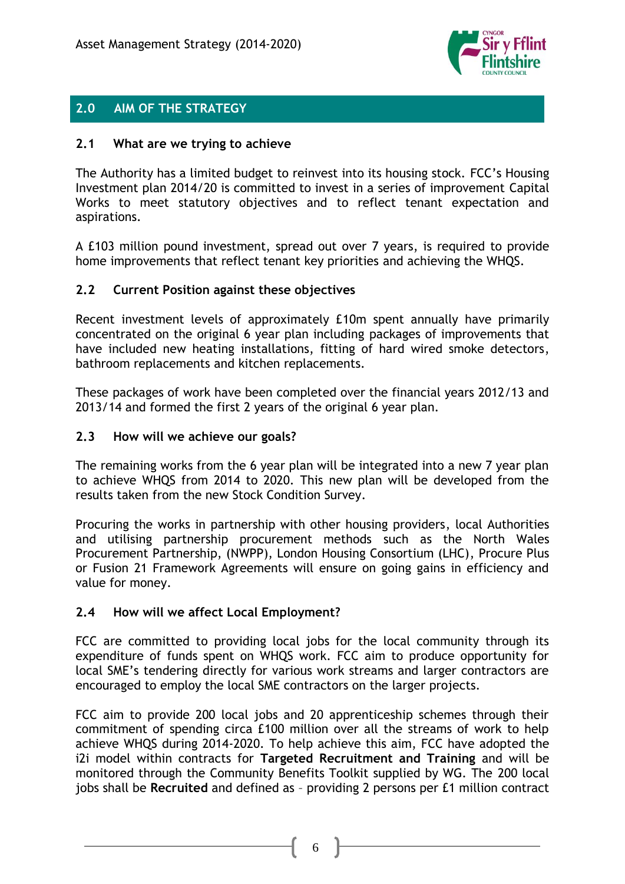## 2.0 AIM OF THE STRATEGY

### 2.1 What are we trying to achieve

The Authority has a limited budget to reinvest into its housing stock. FCC's Housing Investment plan 2014/20 is committed to invest in a series of improvement Capital Works to meet statutory objectives and to reflect tenant expectation and aspirations.

A £103 million pound investment, spread out over 7 years, is required to provide home improvements that reflect tenant key priorities and achieving the WHQS.

### 2.2 Current Position against these objectives

Recent investment levels of approximately £10m spent annually have primarily concentrated on the original 6 year plan including packages of improvements that have included new heating installations, fitting of hard wired smoke detectors, bathroom replacements and kitchen replacements.

These packages of work have been completed over the financial years 2012/13 and 2013/14 and formed the first 2 years of the original 6 year plan.

### 2.3 How will we achieve our goals?

The remaining works from the 6 year plan will be integrated into a new 7 year plan to achieve WHQS from 2014 to 2020. This new plan will be developed from the results taken from the new Stock Condition Survey.

Procuring the works in partnership with other housing providers, local Authorities and utilising partnership procurement methods such as the North Wales Procurement Partnership, (NWPP), London Housing Consortium (LHC), Procure Plus or Fusion 21 Framework Agreements will ensure on going gains in efficiency and value for money.

### 2.4 How will we affect Local Employment?

FCC are committed to providing local jobs for the local community through its expenditure of funds spent on WHQS work. FCC aim to produce opportunity for local SME's tendering directly for various work streams and larger contractors are encouraged to employ the local SME contractors on the larger projects.

FCC aim to provide 200 local jobs and 20 apprenticeship schemes through their commitment of spending circa £100 million over all the streams of work to help achieve WHQS during 2014-2020. To help achieve this aim, FCC have adopted the i2i model within contracts for **Targeted Recruitment and Training** and will be monitored through the Community Benefits Toolkit supplied by WG. The 200 local jobs shall be **Recruited** and defined as – providing 2 persons per £1 million contract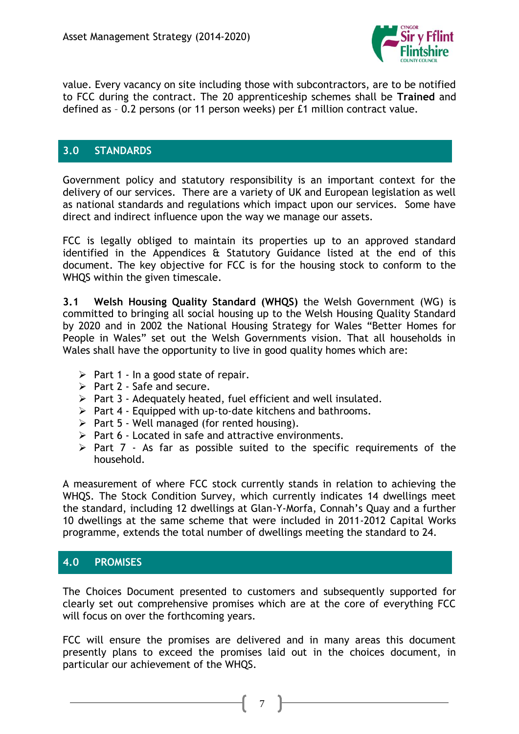value. Every vacancy on site including those with subcontractors, are to be notified to FCC during the contract. The 20 apprenticeship schemes shall be **Trained** and defined as – 0.2 persons (or 11 person weeks) per £1 million contract value.

## 3.0 STANDARDS

Government policy and statutory responsibility is an important context for the delivery of our services. There are a variety of UK and European legislation as well as national standards and regulations which impact upon our services. Some have direct and indirect influence upon the way we manage our assets.

FCC is legally obliged to maintain its properties up to an approved standard identified in the Appendices & Statutory Guidance listed at the end of this document. The key objective for FCC is for the housing stock to conform to the WHQS within the given timescale.

**3.1 Welsh Housing Quality Standard (WHQS)** the Welsh Government (WG) is committed to bringing all social housing up to the Welsh Housing Quality Standard by 2020 and in 2002 the National Housing Strategy for Wales "Better Homes for People in Wales" set out the Welsh Governments vision. That all households in Wales shall have the opportunity to live in good quality homes which are:

- Part 1 - In a good state of repair.
- Part 2 - Safe and secure.
- Part 3 - Adequately heated, fuel efficient and well insulated.
- Part 4 - Equipped with up-to-date kitchens and bathrooms.
- Part 5 - Well managed (for rented housing).
- Part 6 - Located in safe and attractive environments.
- Part 7 - As far as possible suited to the specific requirements of the household.

A measurement of where FCC stock currently stands in relation to achieving the WHQS. The Stock Condition Survey, which currently indicates 14 dwellings meet the standard, including 12 dwellings at Glan-Y-Morfa, Connah's Quay and a further 10 dwellings at the same scheme that were included in 2011-2012 Capital Works programme, extends the total number of dwellings meeting the standard to 24.

## 4.0 PROMISES

The Choices Document presented to customers and subsequently supported for clearly set out comprehensive promises which are at the core of everything FCC will focus on over the forthcoming years.

FCC will ensure the promises are delivered and in many areas this document presently plans to exceed the promises laid out in the choices document, in particular our achievement of the WHQS.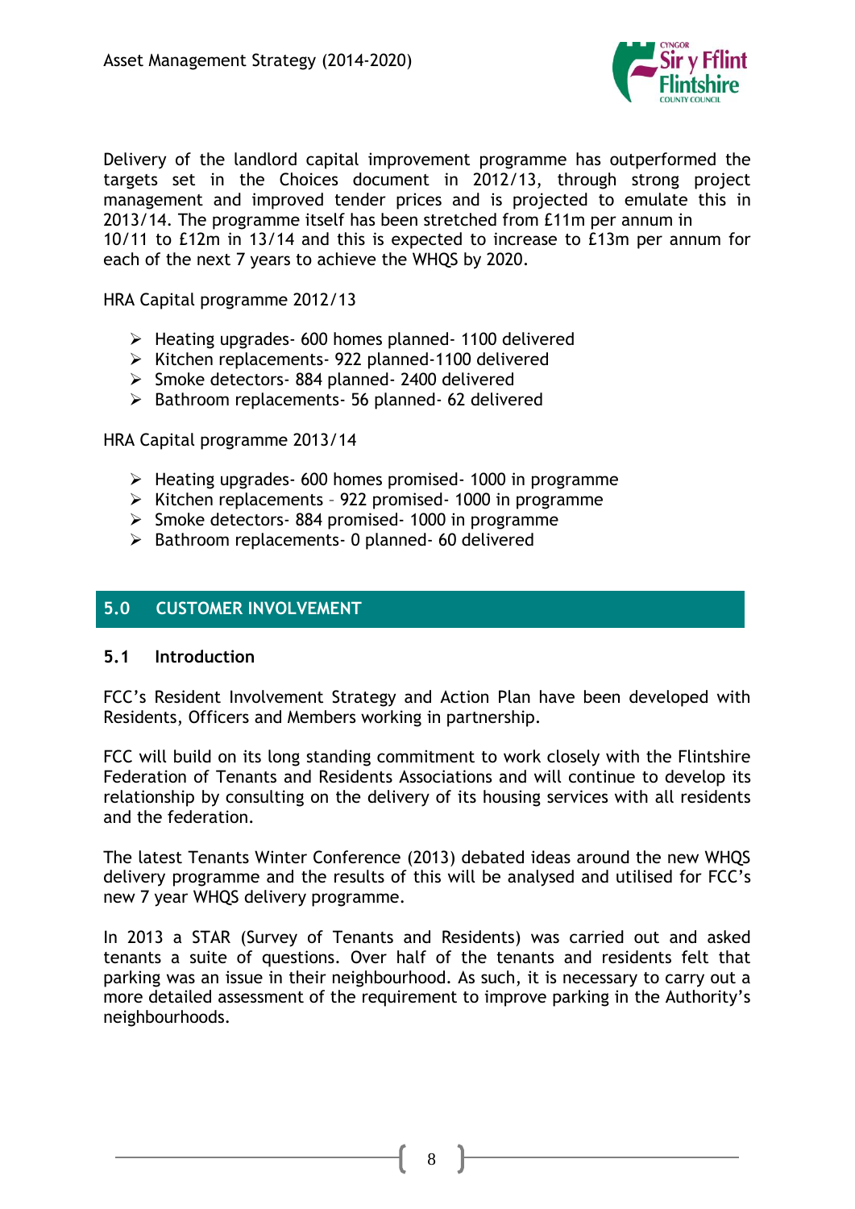Delivery of the landlord capital improvement programme has outperformed the targets set in the Choices document in 2012/13, through strong project management and improved tender prices and is projected to emulate this in 2013/14. The programme itself has been stretched from £11m per annum in 10/11 to £12m in 13/14 and this is expected to increase to £13m per annum for each of the next 7 years to achieve the WHQS by 2020.

HRA Capital programme 2012/13

- Heating upgrades- 600 homes planned- 1100 delivered
- Kitchen replacements- 922 planned-1100 delivered
- Smoke detectors- 884 planned- 2400 delivered
- Bathroom replacements- 56 planned- 62 delivered

HRA Capital programme 2013/14

- Heating upgrades- 600 homes promised- 1000 in programme
- Kitchen replacements – 922 promised- 1000 in programme
- Smoke detectors- 884 promised- 1000 in programme
- Bathroom replacements- 0 planned- 60 delivered

## 5.0 CUSTOMER INVOLVEMENT

### 5.1 Introduction

FCC's Resident Involvement Strategy and Action Plan have been developed with Residents, Officers and Members working in partnership.

FCC will build on its long standing commitment to work closely with the Flintshire Federation of Tenants and Residents Associations and will continue to develop its relationship by consulting on the delivery of its housing services with all residents and the federation.

The latest Tenants Winter Conference (2013) debated ideas around the new WHQS delivery programme and the results of this will be analysed and utilised for FCC's new 7 year WHQS delivery programme.

In 2013 a STAR (Survey of Tenants and Residents) was carried out and asked tenants a suite of questions. Over half of the tenants and residents felt that parking was an issue in their neighbourhood. As such, it is necessary to carry out a more detailed assessment of the requirement to improve parking in the Authority's neighbourhoods.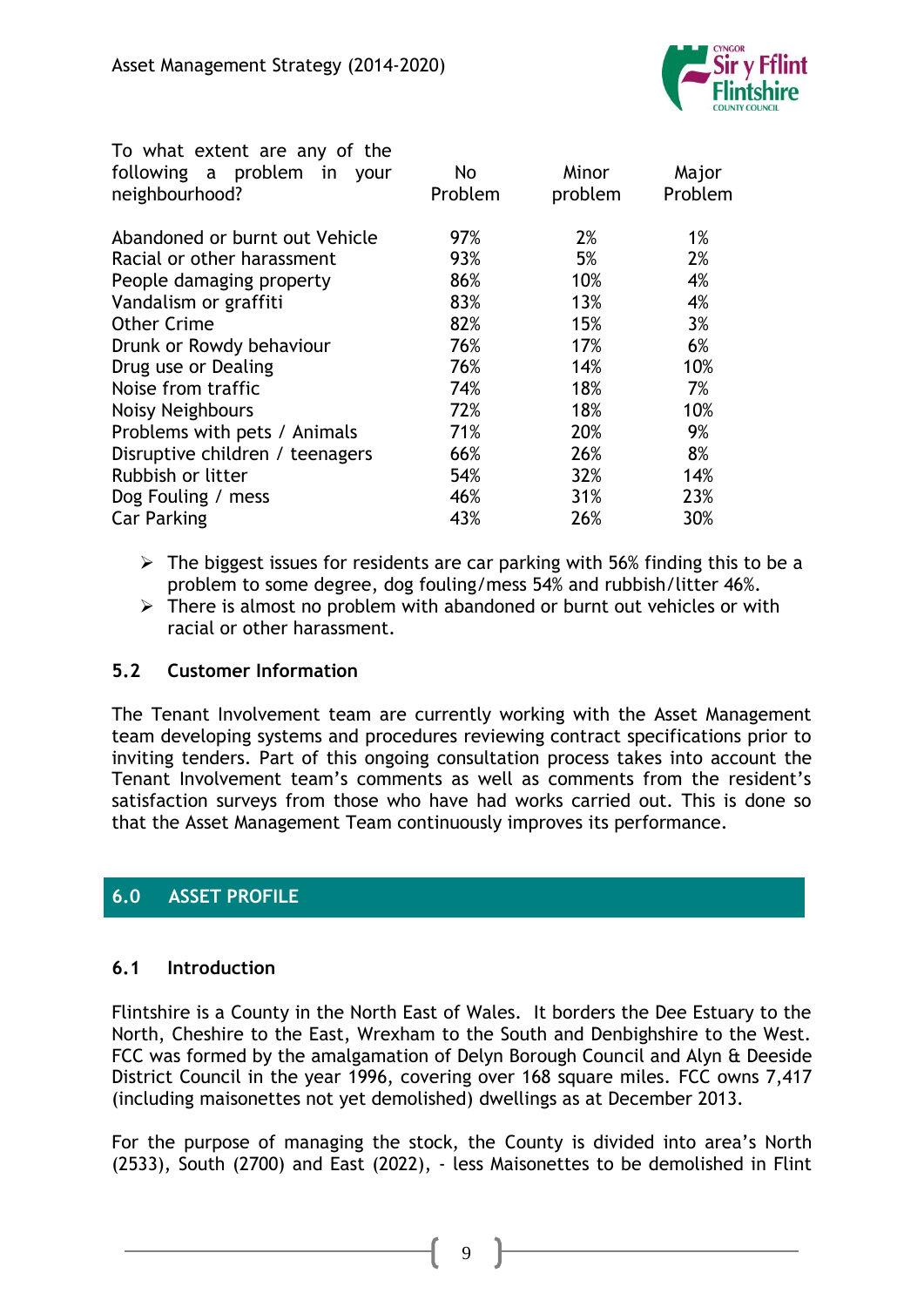| To what extent are any of the following a problem in your neighbourhood? | No Problem | Minor problem | Major Problem |
|---|---|---|---|
| Abandoned or burnt out Vehicle | 97% | 2% | 1% |
| Racial or other harassment | 93% | 5% | 2% |
| People damaging property | 86% | 10% | 4% |
| Vandalism or graffiti | 83% | 13% | 4% |
| Other Crime | 82% | 15% | 3% |
| Drunk or Rowdy behaviour | 76% | 17% | 6% |
| Drug use or Dealing | 76% | 14% | 10% |
| Noise from traffic | 74% | 18% | 7% |
| Noisy Neighbours | 72% | 18% | 10% |
| Problems with pets / Animals | 71% | 20% | 9% |
| Disruptive children / teenagers | 66% | 26% | 8% |
| Rubbish or litter | 54% | 32% | 14% |
| Dog Fouling / mess | 46% | 31% | 23% |
| Car Parking | 43% | 26% | 30% |

- The biggest issues for residents are car parking with 56% finding this to be a problem to some degree, dog fouling/mess 54% and rubbish/litter 46%.
- There is almost no problem with abandoned or burnt out vehicles or with racial or other harassment.

### 5.2 Customer Information

The Tenant Involvement team are currently working with the Asset Management team developing systems and procedures reviewing contract specifications prior to inviting tenders. Part of this ongoing consultation process takes into account the Tenant Involvement team's comments as well as comments from the resident's satisfaction surveys from those who have had works carried out. This is done so that the Asset Management Team continuously improves its performance.

## 6.0 ASSET PROFILE

### 6.1 Introduction

Flintshire is a County in the North East of Wales. It borders the Dee Estuary to the North, Cheshire to the East, Wrexham to the South and Denbighshire to the West. FCC was formed by the amalgamation of Delyn Borough Council and Alyn & Deeside District Council in the year 1996, covering over 168 square miles. FCC owns 7,417 (including maisonettes not yet demolished) dwellings as at December 2013.

For the purpose of managing the stock, the County is divided into area's North (2533), South (2700) and East (2022), - less Maisonettes to be demolished in Flint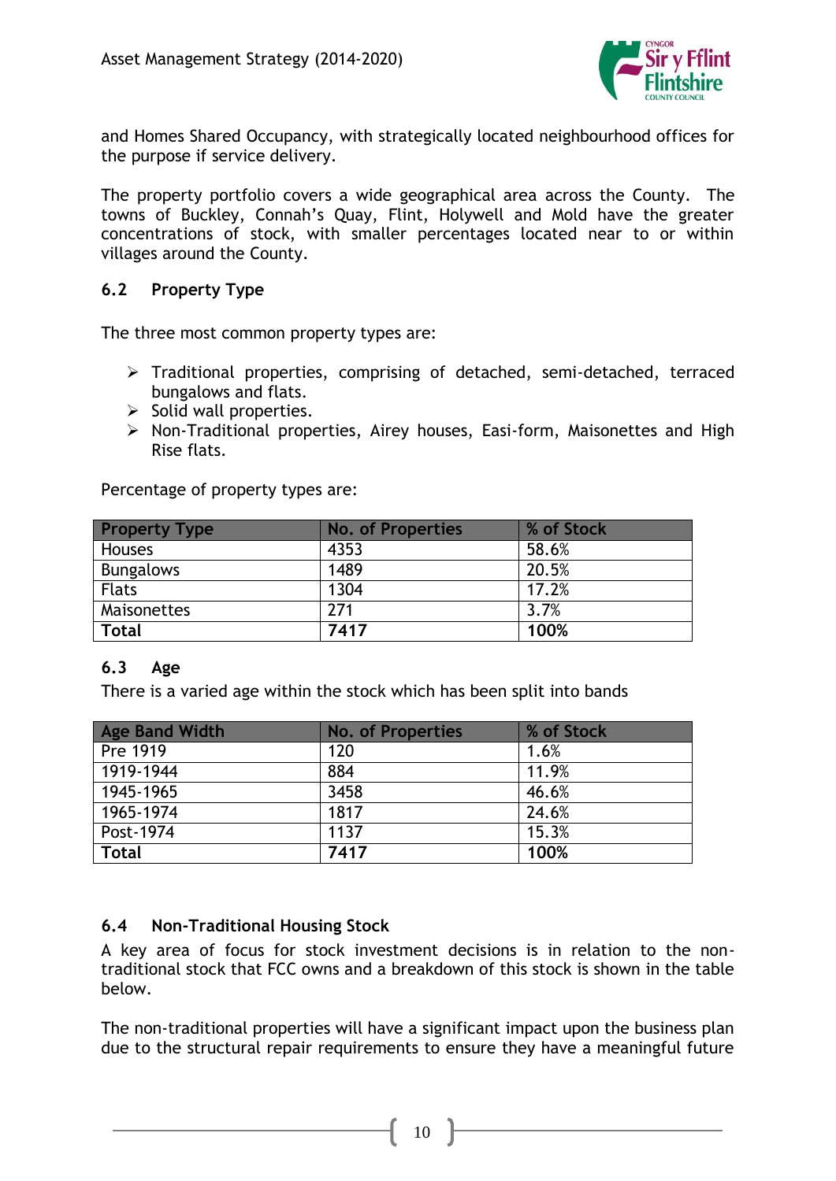and Homes Shared Occupancy, with strategically located neighbourhood offices for the purpose if service delivery.

The property portfolio covers a wide geographical area across the County. The towns of Buckley, Connah's Quay, Flint, Holywell and Mold have the greater concentrations of stock, with smaller percentages located near to or within villages around the County.

### 6.2 Property Type

The three most common property types are:

- Traditional properties, comprising of detached, semi-detached, terraced bungalows and flats.
- Solid wall properties.
- Non-Traditional properties, Airey houses, Easi-form, Maisonettes and High Rise flats.

Percentage of property types are:

| Property Type | No. of Properties | % of Stock |
|---|---|---|
| Houses | 4353 | 58.6% |
| Bungalows | 1489 | 20.5% |
| Flats | 1304 | 17.2% |
| Maisonettes | 271 | 3.7% |
| **Total** | **7417** | **100%** |

### 6.3 Age

There is a varied age within the stock which has been split into bands

| Age Band Width | No. of Properties | % of Stock |
|---|---|---|
| Pre 1919 | 120 | 1.6% |
| 1919-1944 | 884 | 11.9% |
| 1945-1965 | 3458 | 46.6% |
| 1965-1974 | 1817 | 24.6% |
| Post-1974 | 1137 | 15.3% |
| **Total** | **7417** | **100%** |

### 6.4 Non-Traditional Housing Stock

A key area of focus for stock investment decisions is in relation to the non-traditional stock that FCC owns and a breakdown of this stock is shown in the table below.

The non-traditional properties will have a significant impact upon the business plan due to the structural repair requirements to ensure they have a meaningful future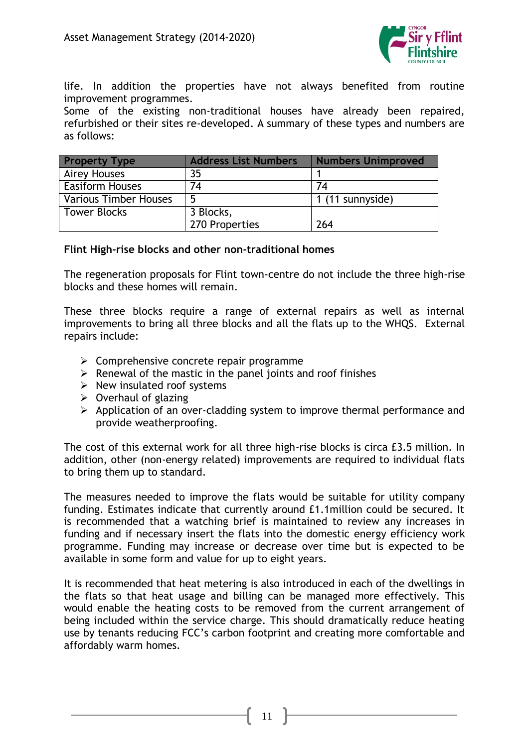life. In addition the properties have not always benefited from routine improvement programmes.
Some of the existing non-traditional houses have already been repaired, refurbished or their sites re-developed. A summary of these types and numbers are as follows:

| Property Type | Address List Numbers | Numbers Unimproved |
|---|---|---|
| Airey Houses | 35 | 1 |
| Easiform Houses | 74 | 74 |
| Various Timber Houses | 5 | 1 (11 sunnyside) |
| Tower Blocks | 3 Blocks, 270 Properties | 264 |

**Flint High-rise blocks and other non-traditional homes**

The regeneration proposals for Flint town-centre do not include the three high-rise blocks and these homes will remain.

These three blocks require a range of external repairs as well as internal improvements to bring all three blocks and all the flats up to the WHQS. External repairs include:

- Comprehensive concrete repair programme
- Renewal of the mastic in the panel joints and roof finishes
- New insulated roof systems
- Overhaul of glazing
- Application of an over-cladding system to improve thermal performance and provide weatherproofing.

The cost of this external work for all three high-rise blocks is circa £3.5 million. In addition, other (non-energy related) improvements are required to individual flats to bring them up to standard.

The measures needed to improve the flats would be suitable for utility company funding. Estimates indicate that currently around £1.1million could be secured. It is recommended that a watching brief is maintained to review any increases in funding and if necessary insert the flats into the domestic energy efficiency work programme. Funding may increase or decrease over time but is expected to be available in some form and value for up to eight years.

It is recommended that heat metering is also introduced in each of the dwellings in the flats so that heat usage and billing can be managed more effectively. This would enable the heating costs to be removed from the current arrangement of being included within the service charge. This should dramatically reduce heating use by tenants reducing FCC's carbon footprint and creating more comfortable and affordably warm homes.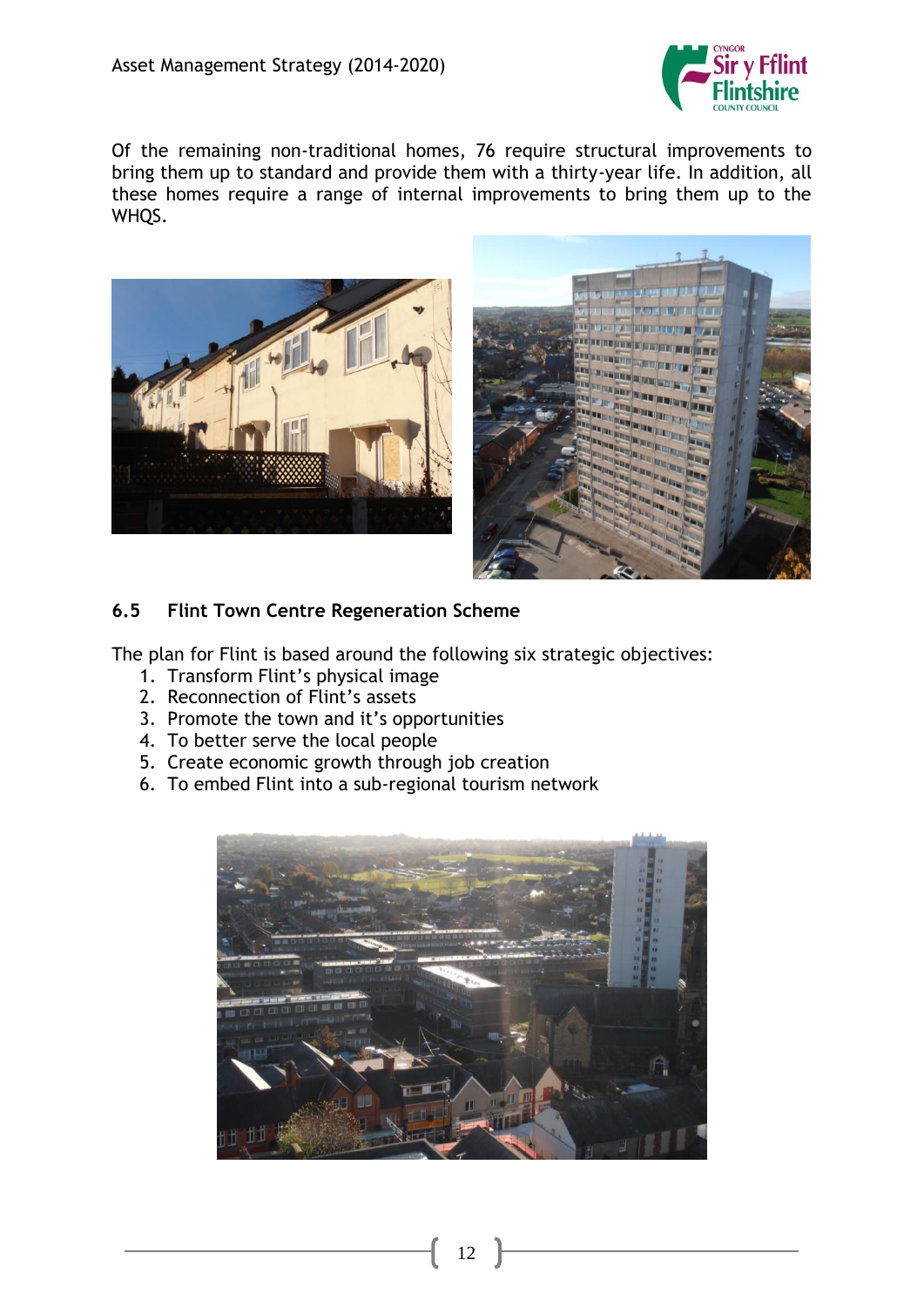Of the remaining non-traditional homes, 76 require structural improvements to bring them up to standard and provide them with a thirty-year life. In addition, all these homes require a range of internal improvements to bring them up to the WHQS.

### 6.5 Flint Town Centre Regeneration Scheme

The plan for Flint is based around the following six strategic objectives:

1. Transform Flint's physical image
2. Reconnection of Flint's assets
3. Promote the town and it's opportunities
4. To better serve the local people
5. Create economic growth through job creation
6. To embed Flint into a sub-regional tourism network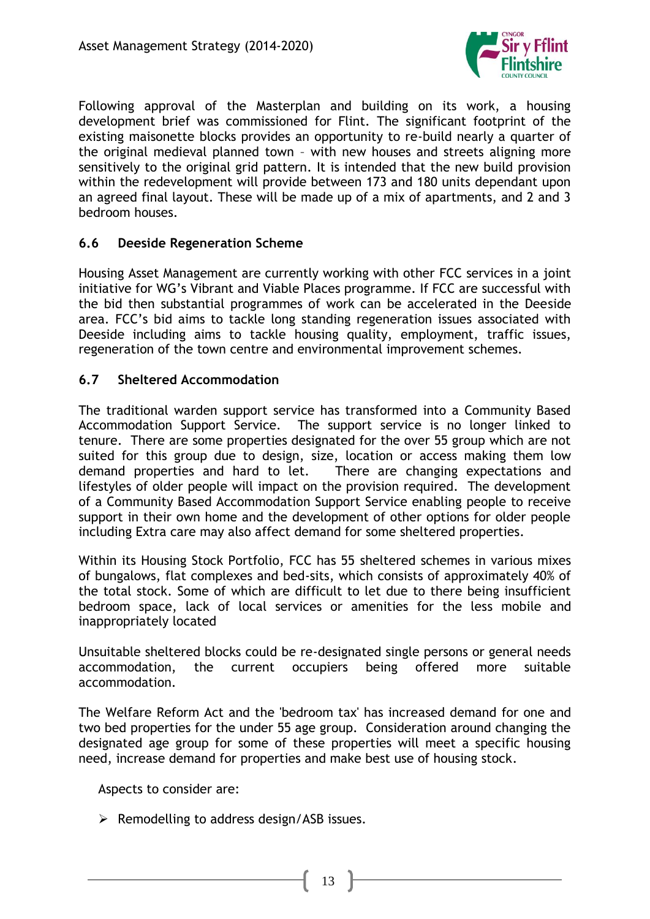Following approval of the Masterplan and building on its work, a housing development brief was commissioned for Flint. The significant footprint of the existing maisonette blocks provides an opportunity to re-build nearly a quarter of the original medieval planned town – with new houses and streets aligning more sensitively to the original grid pattern. It is intended that the new build provision within the redevelopment will provide between 173 and 180 units dependant upon an agreed final layout. These will be made up of a mix of apartments, and 2 and 3 bedroom houses.

### 6.6 Deeside Regeneration Scheme

Housing Asset Management are currently working with other FCC services in a joint initiative for WG's Vibrant and Viable Places programme. If FCC are successful with the bid then substantial programmes of work can be accelerated in the Deeside area. FCC's bid aims to tackle long standing regeneration issues associated with Deeside including aims to tackle housing quality, employment, traffic issues, regeneration of the town centre and environmental improvement schemes.

### 6.7 Sheltered Accommodation

The traditional warden support service has transformed into a Community Based Accommodation Support Service. The support service is no longer linked to tenure. There are some properties designated for the over 55 group which are not suited for this group due to design, size, location or access making them low demand properties and hard to let. There are changing expectations and lifestyles of older people will impact on the provision required. The development of a Community Based Accommodation Support Service enabling people to receive support in their own home and the development of other options for older people including Extra care may also affect demand for some sheltered properties.

Within its Housing Stock Portfolio, FCC has 55 sheltered schemes in various mixes of bungalows, flat complexes and bed-sits, which consists of approximately 40% of the total stock. Some of which are difficult to let due to there being insufficient bedroom space, lack of local services or amenities for the less mobile and inappropriately located

Unsuitable sheltered blocks could be re-designated single persons or general needs accommodation, the current occupiers being offered more suitable accommodation.

The Welfare Reform Act and the 'bedroom tax' has increased demand for one and two bed properties for the under 55 age group. Consideration around changing the designated age group for some of these properties will meet a specific housing need, increase demand for properties and make best use of housing stock.

Aspects to consider are:

- Remodelling to address design/ASB issues.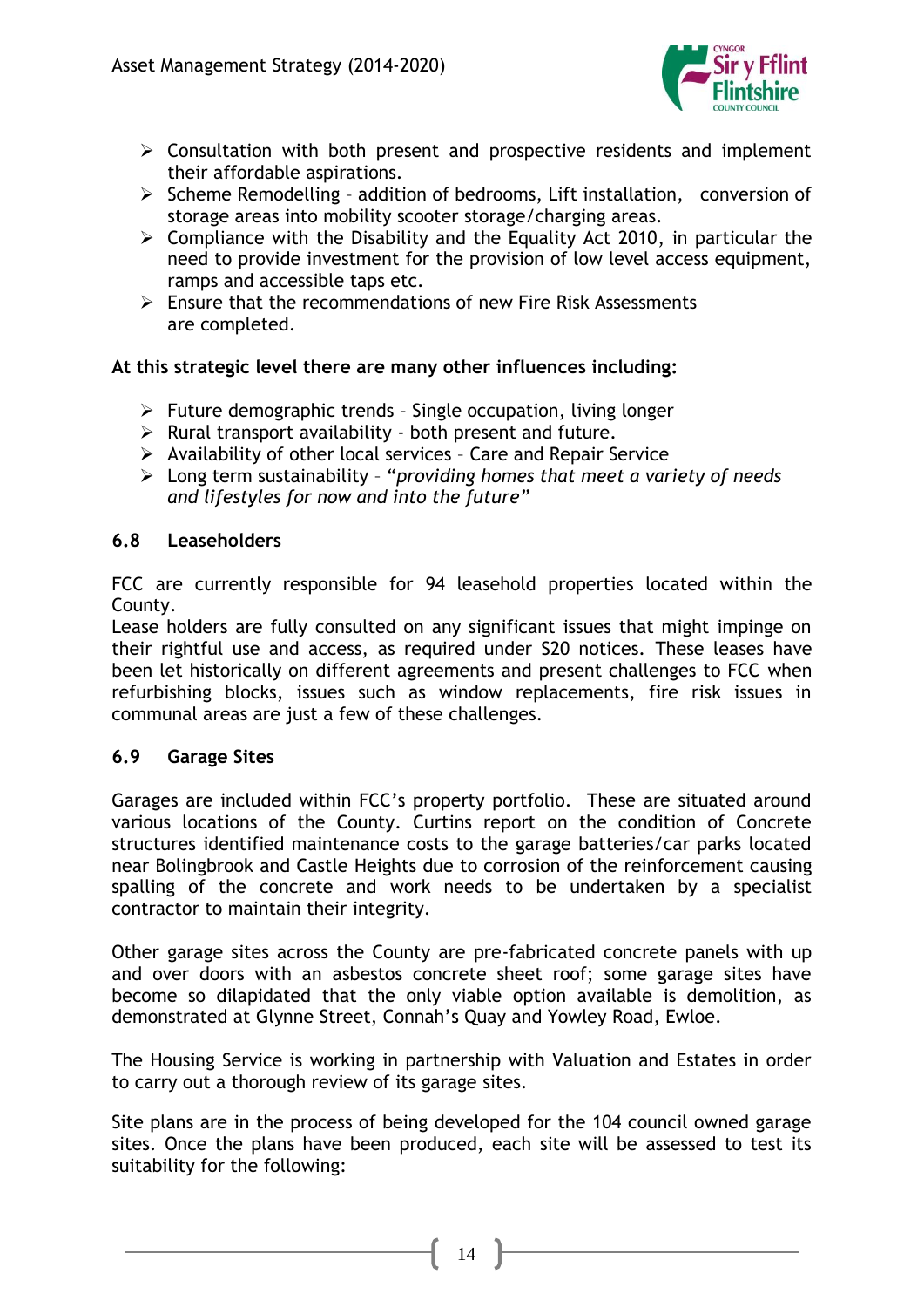- Consultation with both present and prospective residents and implement their affordable aspirations.
- Scheme Remodelling – addition of bedrooms, Lift installation, conversion of storage areas into mobility scooter storage/charging areas.
- Compliance with the Disability and the Equality Act 2010, in particular the need to provide investment for the provision of low level access equipment, ramps and accessible taps etc.
- Ensure that the recommendations of new Fire Risk Assessments are completed.

**At this strategic level there are many other influences including:**

- Future demographic trends – Single occupation, living longer
- Rural transport availability - both present and future.
- Availability of other local services – Care and Repair Service
- Long term sustainability – "*providing homes that meet a variety of needs and lifestyles for now and into the future*"

### 6.8 Leaseholders

FCC are currently responsible for 94 leasehold properties located within the County.
Lease holders are fully consulted on any significant issues that might impinge on their rightful use and access, as required under S20 notices. These leases have been let historically on different agreements and present challenges to FCC when refurbishing blocks, issues such as window replacements, fire risk issues in communal areas are just a few of these challenges.

### 6.9 Garage Sites

Garages are included within FCC's property portfolio. These are situated around various locations of the County. Curtins report on the condition of Concrete structures identified maintenance costs to the garage batteries/car parks located near Bolingbrook and Castle Heights due to corrosion of the reinforcement causing spalling of the concrete and work needs to be undertaken by a specialist contractor to maintain their integrity.

Other garage sites across the County are pre-fabricated concrete panels with up and over doors with an asbestos concrete sheet roof; some garage sites have become so dilapidated that the only viable option available is demolition, as demonstrated at Glynne Street, Connah's Quay and Yowley Road, Ewloe.

The Housing Service is working in partnership with Valuation and Estates in order to carry out a thorough review of its garage sites.

Site plans are in the process of being developed for the 104 council owned garage sites. Once the plans have been produced, each site will be assessed to test its suitability for the following: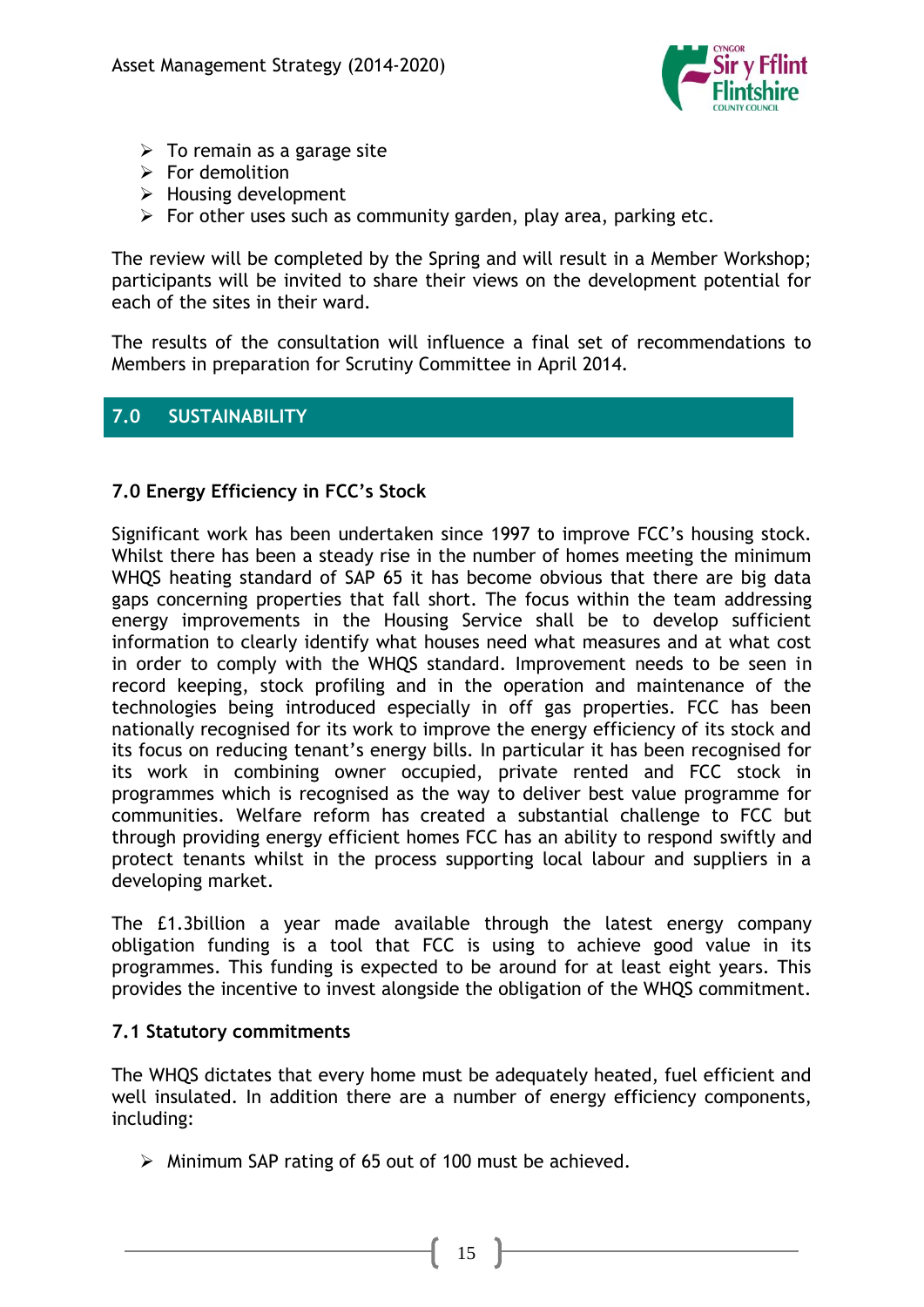- To remain as a garage site
- For demolition
- Housing development
- For other uses such as community garden, play area, parking etc.

The review will be completed by the Spring and will result in a Member Workshop; participants will be invited to share their views on the development potential for each of the sites in their ward.

The results of the consultation will influence a final set of recommendations to Members in preparation for Scrutiny Committee in April 2014.

## 7.0 SUSTAINABILITY

### 7.0 Energy Efficiency in FCC's Stock

Significant work has been undertaken since 1997 to improve FCC's housing stock. Whilst there has been a steady rise in the number of homes meeting the minimum WHQS heating standard of SAP 65 it has become obvious that there are big data gaps concerning properties that fall short. The focus within the team addressing energy improvements in the Housing Service shall be to develop sufficient information to clearly identify what houses need what measures and at what cost in order to comply with the WHQS standard. Improvement needs to be seen in record keeping, stock profiling and in the operation and maintenance of the technologies being introduced especially in off gas properties. FCC has been nationally recognised for its work to improve the energy efficiency of its stock and its focus on reducing tenant's energy bills. In particular it has been recognised for its work in combining owner occupied, private rented and FCC stock in programmes which is recognised as the way to deliver best value programme for communities. Welfare reform has created a substantial challenge to FCC but through providing energy efficient homes FCC has an ability to respond swiftly and protect tenants whilst in the process supporting local labour and suppliers in a developing market.

The £1.3billion a year made available through the latest energy company obligation funding is a tool that FCC is using to achieve good value in its programmes. This funding is expected to be around for at least eight years. This provides the incentive to invest alongside the obligation of the WHQS commitment.

### 7.1 Statutory commitments

The WHQS dictates that every home must be adequately heated, fuel efficient and well insulated. In addition there are a number of energy efficiency components, including:

- Minimum SAP rating of 65 out of 100 must be achieved.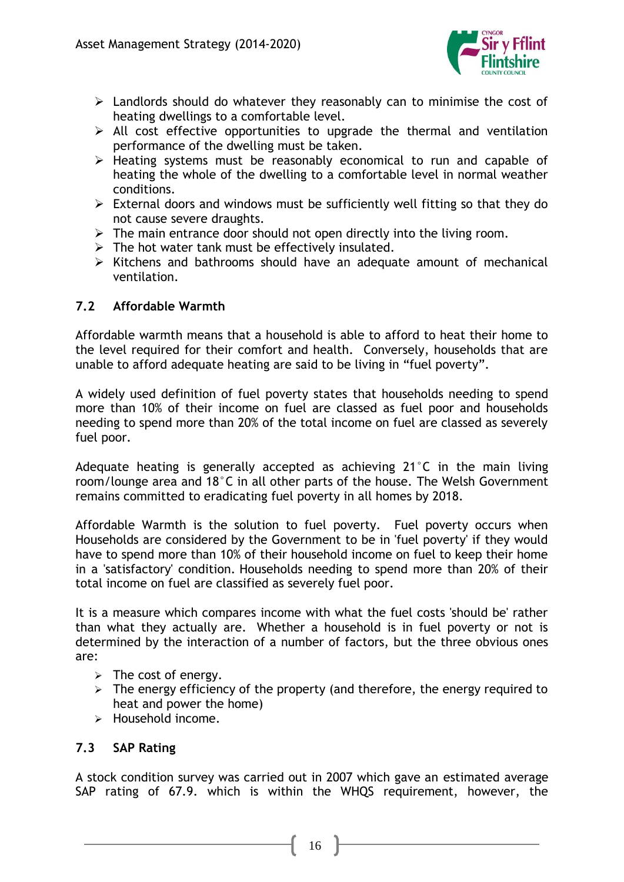- Landlords should do whatever they reasonably can to minimise the cost of heating dwellings to a comfortable level.
- All cost effective opportunities to upgrade the thermal and ventilation performance of the dwelling must be taken.
- Heating systems must be reasonably economical to run and capable of heating the whole of the dwelling to a comfortable level in normal weather conditions.
- External doors and windows must be sufficiently well fitting so that they do not cause severe draughts.
- The main entrance door should not open directly into the living room.
- The hot water tank must be effectively insulated.
- Kitchens and bathrooms should have an adequate amount of mechanical ventilation.

## 7.2 Affordable Warmth

Affordable warmth means that a household is able to afford to heat their home to the level required for their comfort and health. Conversely, households that are unable to afford adequate heating are said to be living in "fuel poverty".

A widely used definition of fuel poverty states that households needing to spend more than 10% of their income on fuel are classed as fuel poor and households needing to spend more than 20% of the total income on fuel are classed as severely fuel poor.

Adequate heating is generally accepted as achieving 21°C in the main living room/lounge area and 18°C in all other parts of the house. The Welsh Government remains committed to eradicating fuel poverty in all homes by 2018.

Affordable Warmth is the solution to fuel poverty. Fuel poverty occurs when Households are considered by the Government to be in 'fuel poverty' if they would have to spend more than 10% of their household income on fuel to keep their home in a 'satisfactory' condition. Households needing to spend more than 20% of their total income on fuel are classified as severely fuel poor.

It is a measure which compares income with what the fuel costs 'should be' rather than what they actually are. Whether a household is in fuel poverty or not is determined by the interaction of a number of factors, but the three obvious ones are:

- The cost of energy.
- The energy efficiency of the property (and therefore, the energy required to heat and power the home)
- Household income.

## 7.3 SAP Rating

A stock condition survey was carried out in 2007 which gave an estimated average SAP rating of 67.9. which is within the WHQS requirement, however, the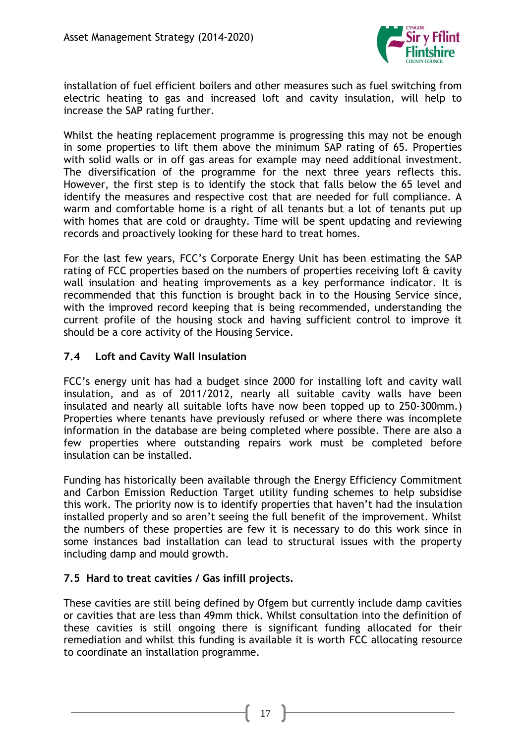installation of fuel efficient boilers and other measures such as fuel switching from electric heating to gas and increased loft and cavity insulation, will help to increase the SAP rating further.

Whilst the heating replacement programme is progressing this may not be enough in some properties to lift them above the minimum SAP rating of 65. Properties with solid walls or in off gas areas for example may need additional investment. The diversification of the programme for the next three years reflects this. However, the first step is to identify the stock that falls below the 65 level and identify the measures and respective cost that are needed for full compliance. A warm and comfortable home is a right of all tenants but a lot of tenants put up with homes that are cold or draughty. Time will be spent updating and reviewing records and proactively looking for these hard to treat homes.

For the last few years, FCC's Corporate Energy Unit has been estimating the SAP rating of FCC properties based on the numbers of properties receiving loft & cavity wall insulation and heating improvements as a key performance indicator. It is recommended that this function is brought back in to the Housing Service since, with the improved record keeping that is being recommended, understanding the current profile of the housing stock and having sufficient control to improve it should be a core activity of the Housing Service.

### 7.4 Loft and Cavity Wall Insulation

FCC's energy unit has had a budget since 2000 for installing loft and cavity wall insulation, and as of 2011/2012, nearly all suitable cavity walls have been insulated and nearly all suitable lofts have now been topped up to 250-300mm.) Properties where tenants have previously refused or where there was incomplete information in the database are being completed where possible. There are also a few properties where outstanding repairs work must be completed before insulation can be installed.

Funding has historically been available through the Energy Efficiency Commitment and Carbon Emission Reduction Target utility funding schemes to help subsidise this work. The priority now is to identify properties that haven't had the insulation installed properly and so aren't seeing the full benefit of the improvement. Whilst the numbers of these properties are few it is necessary to do this work since in some instances bad installation can lead to structural issues with the property including damp and mould growth.

### 7.5 Hard to treat cavities / Gas infill projects.

These cavities are still being defined by Ofgem but currently include damp cavities or cavities that are less than 49mm thick. Whilst consultation into the definition of these cavities is still ongoing there is significant funding allocated for their remediation and whilst this funding is available it is worth FCC allocating resource to coordinate an installation programme.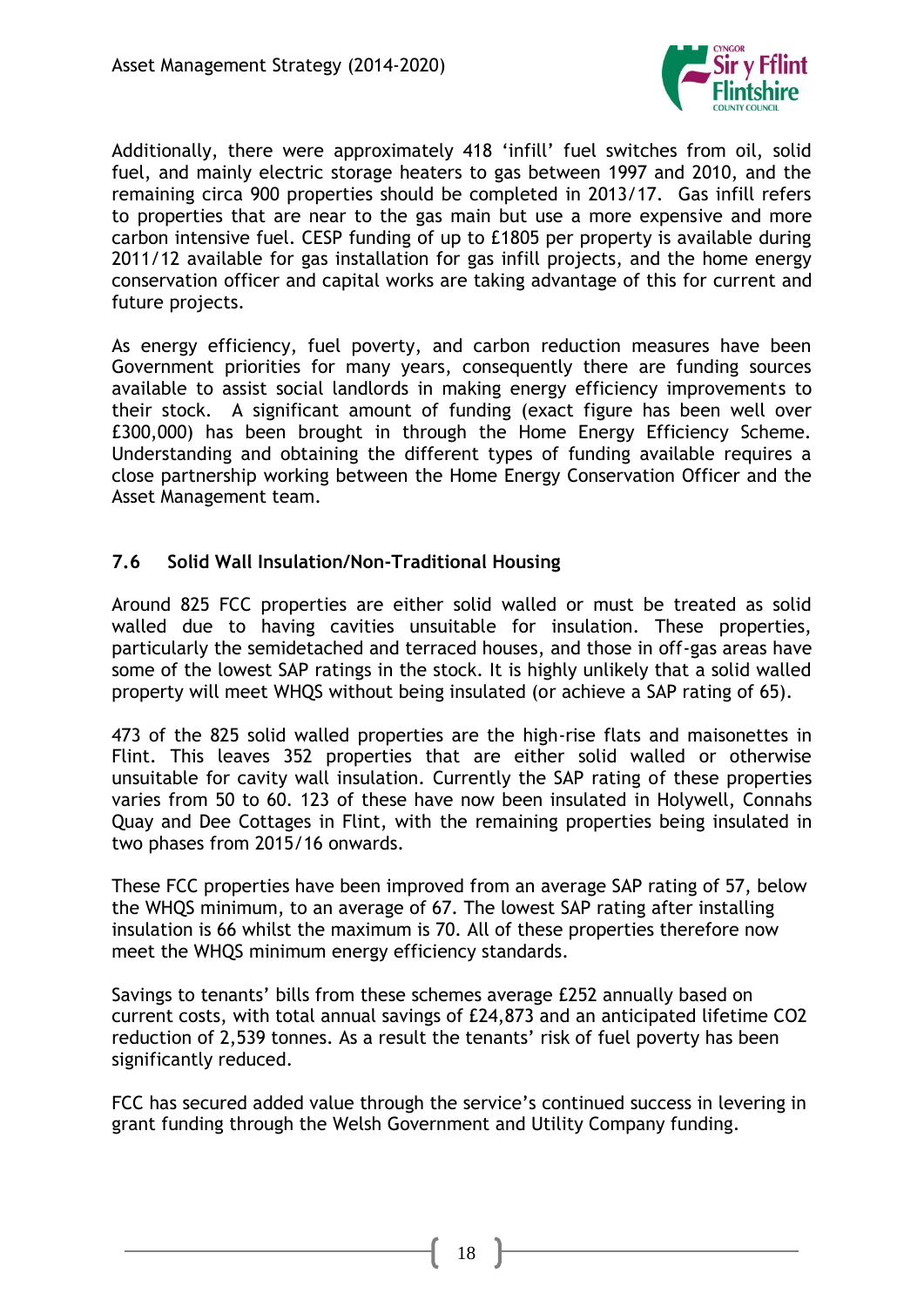Additionally, there were approximately 418 'infill' fuel switches from oil, solid fuel, and mainly electric storage heaters to gas between 1997 and 2010, and the remaining circa 900 properties should be completed in 2013/17. Gas infill refers to properties that are near to the gas main but use a more expensive and more carbon intensive fuel. CESP funding of up to £1805 per property is available during 2011/12 available for gas installation for gas infill projects, and the home energy conservation officer and capital works are taking advantage of this for current and future projects.

As energy efficiency, fuel poverty, and carbon reduction measures have been Government priorities for many years, consequently there are funding sources available to assist social landlords in making energy efficiency improvements to their stock. A significant amount of funding (exact figure has been well over £300,000) has been brought in through the Home Energy Efficiency Scheme. Understanding and obtaining the different types of funding available requires a close partnership working between the Home Energy Conservation Officer and the Asset Management team.

### 7.6 Solid Wall Insulation/Non-Traditional Housing

Around 825 FCC properties are either solid walled or must be treated as solid walled due to having cavities unsuitable for insulation. These properties, particularly the semidetached and terraced houses, and those in off-gas areas have some of the lowest SAP ratings in the stock. It is highly unlikely that a solid walled property will meet WHQS without being insulated (or achieve a SAP rating of 65).

473 of the 825 solid walled properties are the high-rise flats and maisonettes in Flint. This leaves 352 properties that are either solid walled or otherwise unsuitable for cavity wall insulation. Currently the SAP rating of these properties varies from 50 to 60. 123 of these have now been insulated in Holywell, Connahs Quay and Dee Cottages in Flint, with the remaining properties being insulated in two phases from 2015/16 onwards.

These FCC properties have been improved from an average SAP rating of 57, below the WHQS minimum, to an average of 67. The lowest SAP rating after installing insulation is 66 whilst the maximum is 70. All of these properties therefore now meet the WHQS minimum energy efficiency standards.

Savings to tenants' bills from these schemes average £252 annually based on current costs, with total annual savings of £24,873 and an anticipated lifetime $CO_2$ reduction of 2,539 tonnes. As a result the tenants' risk of fuel poverty has been significantly reduced.

FCC has secured added value through the service's continued success in levering in grant funding through the Welsh Government and Utility Company funding.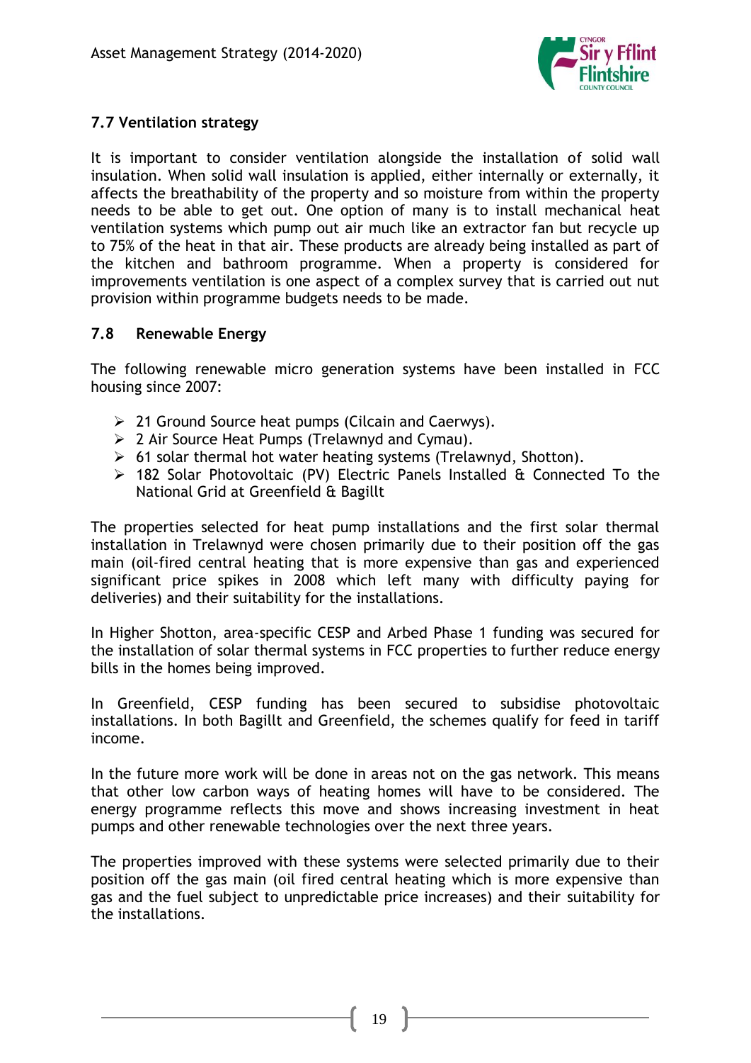### 7.7 Ventilation strategy

It is important to consider ventilation alongside the installation of solid wall insulation. When solid wall insulation is applied, either internally or externally, it affects the breathability of the property and so moisture from within the property needs to be able to get out. One option of many is to install mechanical heat ventilation systems which pump out air much like an extractor fan but recycle up to 75% of the heat in that air. These products are already being installed as part of the kitchen and bathroom programme. When a property is considered for improvements ventilation is one aspect of a complex survey that is carried out nut provision within programme budgets needs to be made.

### 7.8 Renewable Energy

The following renewable micro generation systems have been installed in FCC housing since 2007:

- 21 Ground Source heat pumps (Cilcain and Caerwys).
- 2 Air Source Heat Pumps (Trelawnyd and Cymau).
- 61 solar thermal hot water heating systems (Trelawnyd, Shotton).
- 182 Solar Photovoltaic (PV) Electric Panels Installed & Connected To the National Grid at Greenfield & Bagillt

The properties selected for heat pump installations and the first solar thermal installation in Trelawnyd were chosen primarily due to their position off the gas main (oil-fired central heating that is more expensive than gas and experienced significant price spikes in 2008 which left many with difficulty paying for deliveries) and their suitability for the installations.

In Higher Shotton, area-specific CESP and Arbed Phase 1 funding was secured for the installation of solar thermal systems in FCC properties to further reduce energy bills in the homes being improved.

In Greenfield, CESP funding has been secured to subsidise photovoltaic installations. In both Bagillt and Greenfield, the schemes qualify for feed in tariff income.

In the future more work will be done in areas not on the gas network. This means that other low carbon ways of heating homes will have to be considered. The energy programme reflects this move and shows increasing investment in heat pumps and other renewable technologies over the next three years.

The properties improved with these systems were selected primarily due to their position off the gas main (oil fired central heating which is more expensive than gas and the fuel subject to unpredictable price increases) and their suitability for the installations.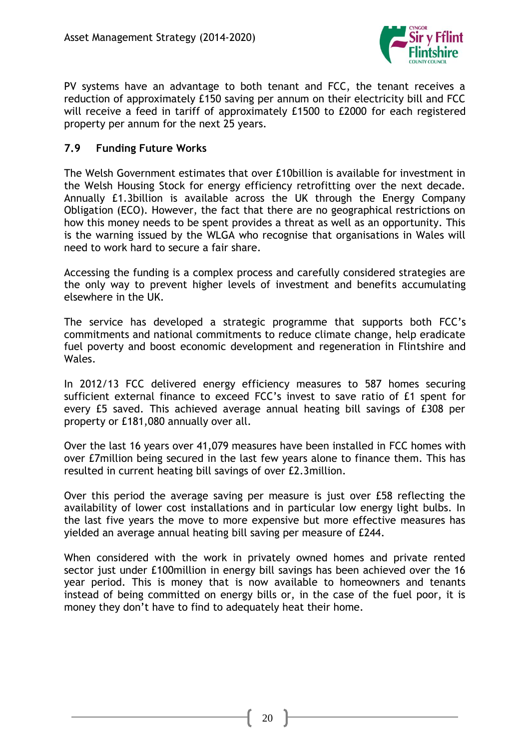PV systems have an advantage to both tenant and FCC, the tenant receives a reduction of approximately £150 saving per annum on their electricity bill and FCC will receive a feed in tariff of approximately £1500 to £2000 for each registered property per annum for the next 25 years.

### 7.9 Funding Future Works

The Welsh Government estimates that over £10billion is available for investment in the Welsh Housing Stock for energy efficiency retrofitting over the next decade. Annually £1.3billion is available across the UK through the Energy Company Obligation (ECO). However, the fact that there are no geographical restrictions on how this money needs to be spent provides a threat as well as an opportunity. This is the warning issued by the WLGA who recognise that organisations in Wales will need to work hard to secure a fair share.

Accessing the funding is a complex process and carefully considered strategies are the only way to prevent higher levels of investment and benefits accumulating elsewhere in the UK.

The service has developed a strategic programme that supports both FCC's commitments and national commitments to reduce climate change, help eradicate fuel poverty and boost economic development and regeneration in Flintshire and Wales.

In 2012/13 FCC delivered energy efficiency measures to 587 homes securing sufficient external finance to exceed FCC's invest to save ratio of £1 spent for every £5 saved. This achieved average annual heating bill savings of £308 per property or £181,080 annually over all.

Over the last 16 years over 41,079 measures have been installed in FCC homes with over £7million being secured in the last few years alone to finance them. This has resulted in current heating bill savings of over £2.3million.

Over this period the average saving per measure is just over £58 reflecting the availability of lower cost installations and in particular low energy light bulbs. In the last five years the move to more expensive but more effective measures has yielded an average annual heating bill saving per measure of £244.

When considered with the work in privately owned homes and private rented sector just under £100million in energy bill savings has been achieved over the 16 year period. This is money that is now available to homeowners and tenants instead of being committed on energy bills or, in the case of the fuel poor, it is money they don't have to find to adequately heat their home.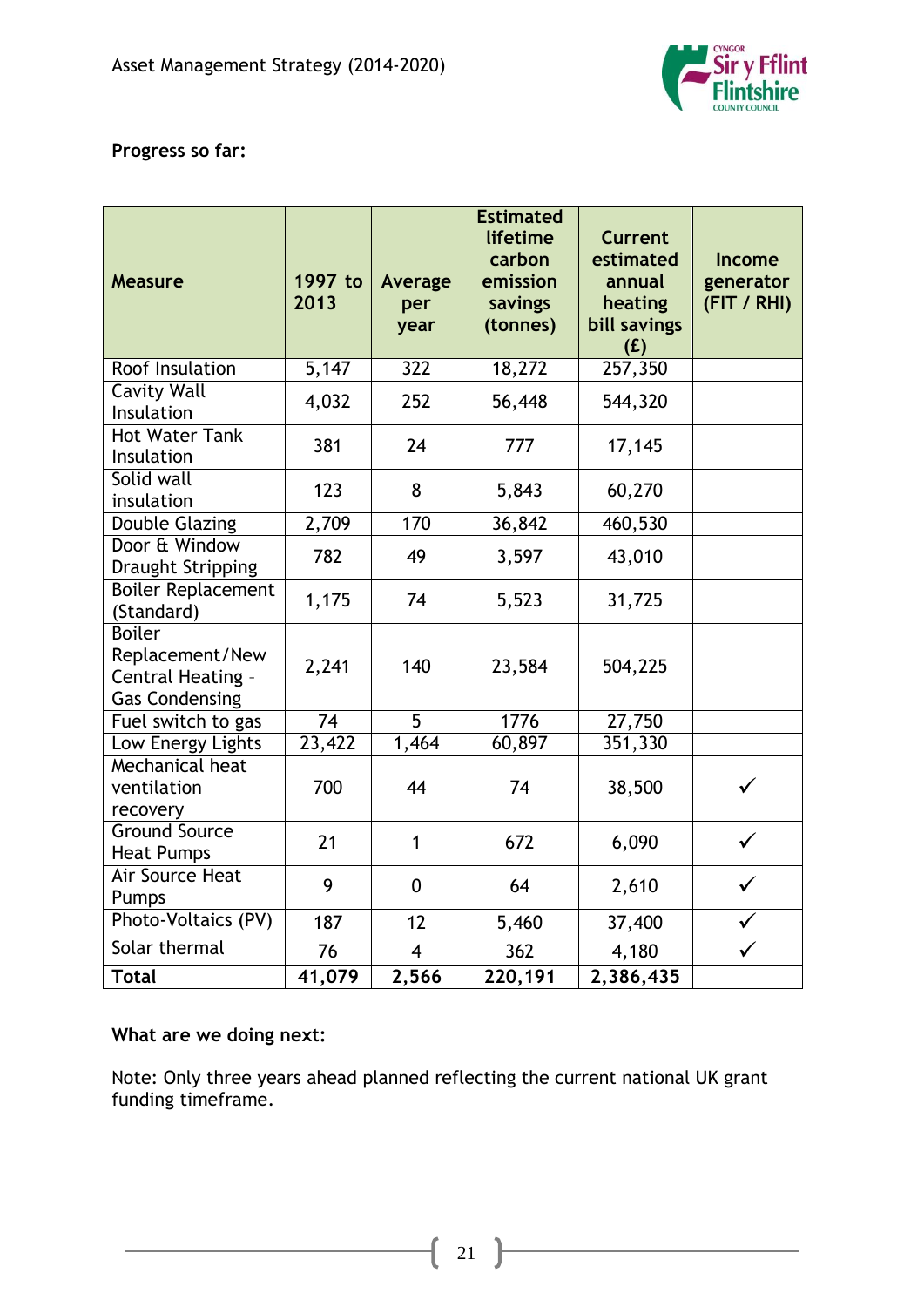**Progress so far:**

| Measure | 1997 to 2013 | Average per year | Estimated lifetime carbon emission savings (tonnes) | Current estimated annual heating bill savings (£) | Income generator (FIT / RHI) |
|---|---|---|---|---|---|
| Roof Insulation | 5,147 | 322 | 18,272 | 257,350 | |
| Cavity Wall Insulation | 4,032 | 252 | 56,448 | 544,320 | |
| Hot Water Tank Insulation | 381 | 24 | 777 | 17,145 | |
| Solid wall insulation | 123 | 8 | 5,843 | 60,270 | |
| Double Glazing | 2,709 | 170 | 36,842 | 460,530 | |
| Door & Window Draught Stripping | 782 | 49 | 3,597 | 43,010 | |
| Boiler Replacement (Standard) | 1,175 | 74 | 5,523 | 31,725 | |
| Boiler Replacement/New Central Heating - Gas Condensing | 2,241 | 140 | 23,584 | 504,225 | |
| Fuel switch to gas | 74 | 5 | 1776 | 27,750 | |
| Low Energy Lights | 23,422 | 1,464 | 60,897 | 351,330 | |
| Mechanical heat ventilation recovery | 700 | 44 | 74 | 38,500 | ✓ |
| Ground Source Heat Pumps | 21 | 1 | 672 | 6,090 | ✓ |
| Air Source Heat Pumps | 9 | 0 | 64 | 2,610 | ✓ |
| Photo-Voltaics (PV) | 187 | 12 | 5,460 | 37,400 | ✓ |
| Solar thermal | 76 | 4 | 362 | 4,180 | ✓ |
| **Total** | **41,079** | **2,566** | **220,191** | **2,386,435** | |

**What are we doing next:**

Note: Only three years ahead planned reflecting the current national UK grant funding timeframe.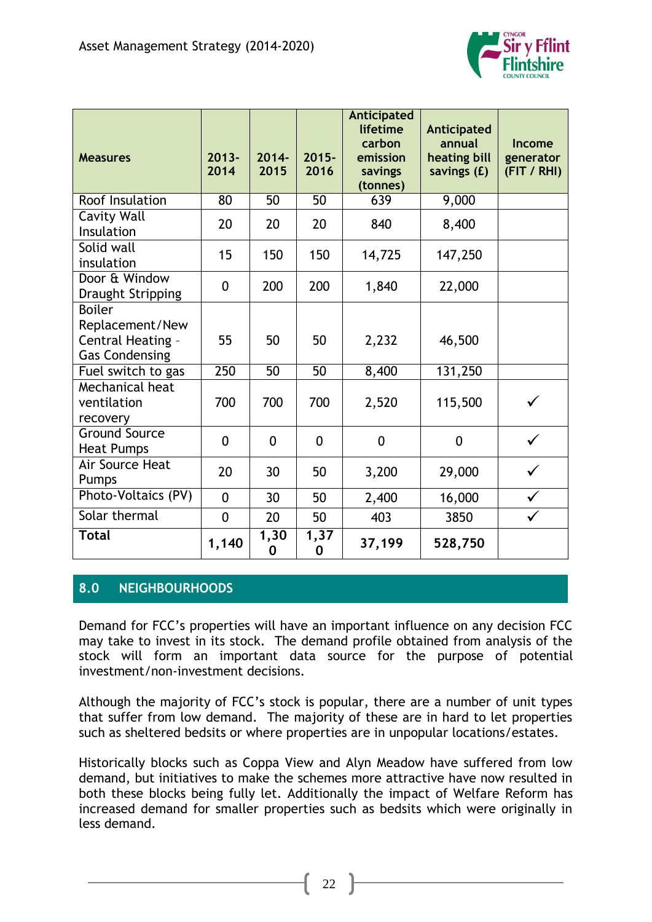| Measures | 2013-2014 | 2014-2015 | 2015-2016 | Anticipated lifetime carbon emission savings (tonnes) | Anticipated annual heating bill savings (£) | Income generator (FIT / RHI) |
|---|---|---|---|---|---|---|
| Roof Insulation | 80 | 50 | 50 | 639 | 9,000 | |
| Cavity Wall Insulation | 20 | 20 | 20 | 840 | 8,400 | |
| Solid wall insulation | 15 | 150 | 150 | 14,725 | 147,250 | |
| Door & Window Draught Stripping | 0 | 200 | 200 | 1,840 | 22,000 | |
| Boiler Replacement/New Central Heating - Gas Condensing | 55 | 50 | 50 | 2,232 | 46,500 | |
| Fuel switch to gas | 250 | 50 | 50 | 8,400 | 131,250 | |
| Mechanical heat ventilation recovery | 700 | 700 | 700 | 2,520 | 115,500 | ✓ |
| Ground Source Heat Pumps | 0 | 0 | 0 | 0 | 0 | ✓ |
| Air Source Heat Pumps | 20 | 30 | 50 | 3,200 | 29,000 | ✓ |
| Photo-Voltaics (PV) | 0 | 30 | 50 | 2,400 | 16,000 | ✓ |
| Solar thermal | 0 | 20 | 50 | 403 | 3850 | ✓ |
| **Total** | **1,140** | **1,300** | **1,370** | **37,199** | **528,750** | |

## 8.0 NEIGHBOURHOODS

Demand for FCC's properties will have an important influence on any decision FCC may take to invest in its stock. The demand profile obtained from analysis of the stock will form an important data source for the purpose of potential investment/non-investment decisions.

Although the majority of FCC's stock is popular, there are a number of unit types that suffer from low demand. The majority of these are in hard to let properties such as sheltered bedsits or where properties are in unpopular locations/estates.

Historically blocks such as Coppa View and Alyn Meadow have suffered from low demand, but initiatives to make the schemes more attractive have now resulted in both these blocks being fully let. Additionally the impact of Welfare Reform has increased demand for smaller properties such as bedsits which were originally in less demand.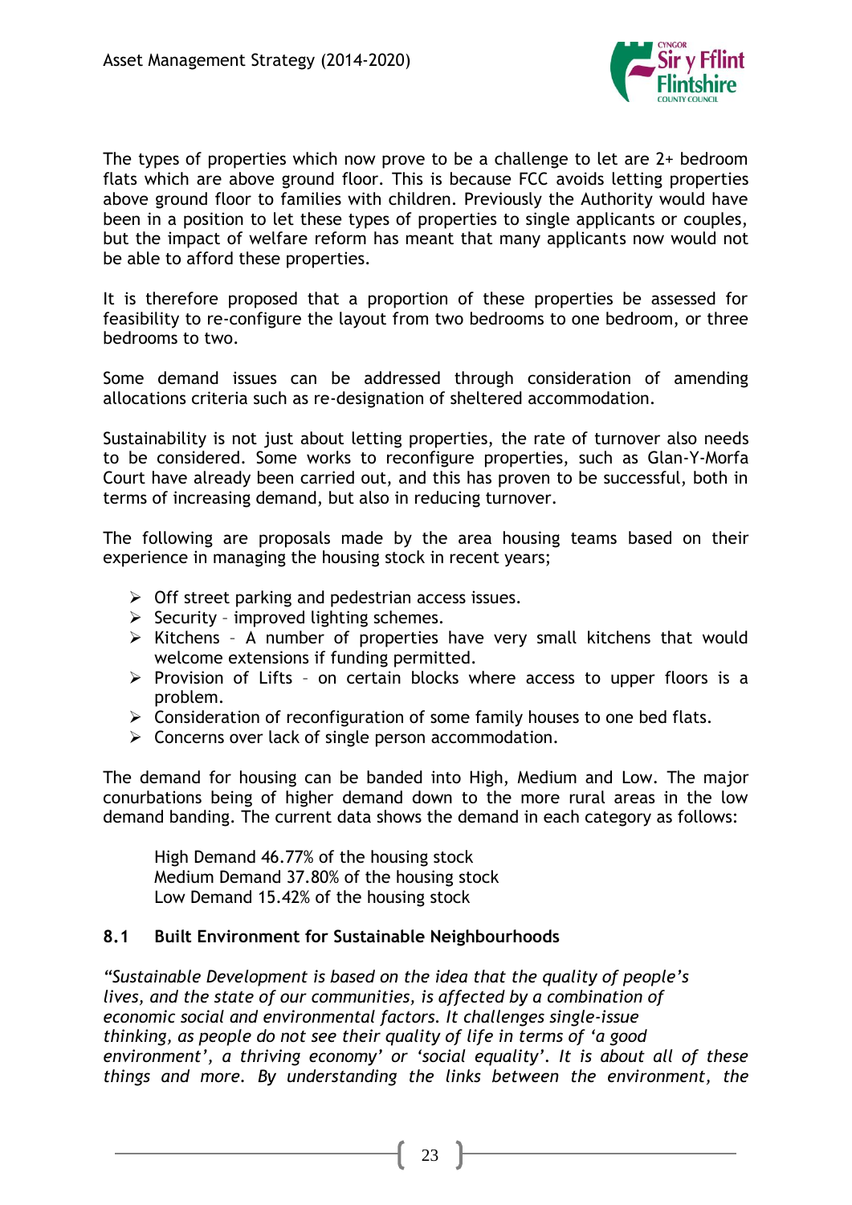The types of properties which now prove to be a challenge to let are 2+ bedroom flats which are above ground floor. This is because FCC avoids letting properties above ground floor to families with children. Previously the Authority would have been in a position to let these types of properties to single applicants or couples, but the impact of welfare reform has meant that many applicants now would not be able to afford these properties.

It is therefore proposed that a proportion of these properties be assessed for feasibility to re-configure the layout from two bedrooms to one bedroom, or three bedrooms to two.

Some demand issues can be addressed through consideration of amending allocations criteria such as re-designation of sheltered accommodation.

Sustainability is not just about letting properties, the rate of turnover also needs to be considered. Some works to reconfigure properties, such as Glan-Y-Morfa Court have already been carried out, and this has proven to be successful, both in terms of increasing demand, but also in reducing turnover.

The following are proposals made by the area housing teams based on their experience in managing the housing stock in recent years;

- Off street parking and pedestrian access issues.
- Security – improved lighting schemes.
- Kitchens – A number of properties have very small kitchens that would welcome extensions if funding permitted.
- Provision of Lifts – on certain blocks where access to upper floors is a problem.
- Consideration of reconfiguration of some family houses to one bed flats.
- Concerns over lack of single person accommodation.

The demand for housing can be banded into High, Medium and Low. The major conurbations being of higher demand down to the more rural areas in the low demand banding. The current data shows the demand in each category as follows:

High Demand 46.77% of the housing stock
Medium Demand 37.80% of the housing stock
Low Demand 15.42% of the housing stock

## 8.1 Built Environment for Sustainable Neighbourhoods

*"Sustainable Development is based on the idea that the quality of people's lives, and the state of our communities, is affected by a combination of economic social and environmental factors. It challenges single-issue thinking, as people do not see their quality of life in terms of 'a good environment', a thriving economy' or 'social equality'. It is about all of these things and more. By understanding the links between the environment, the*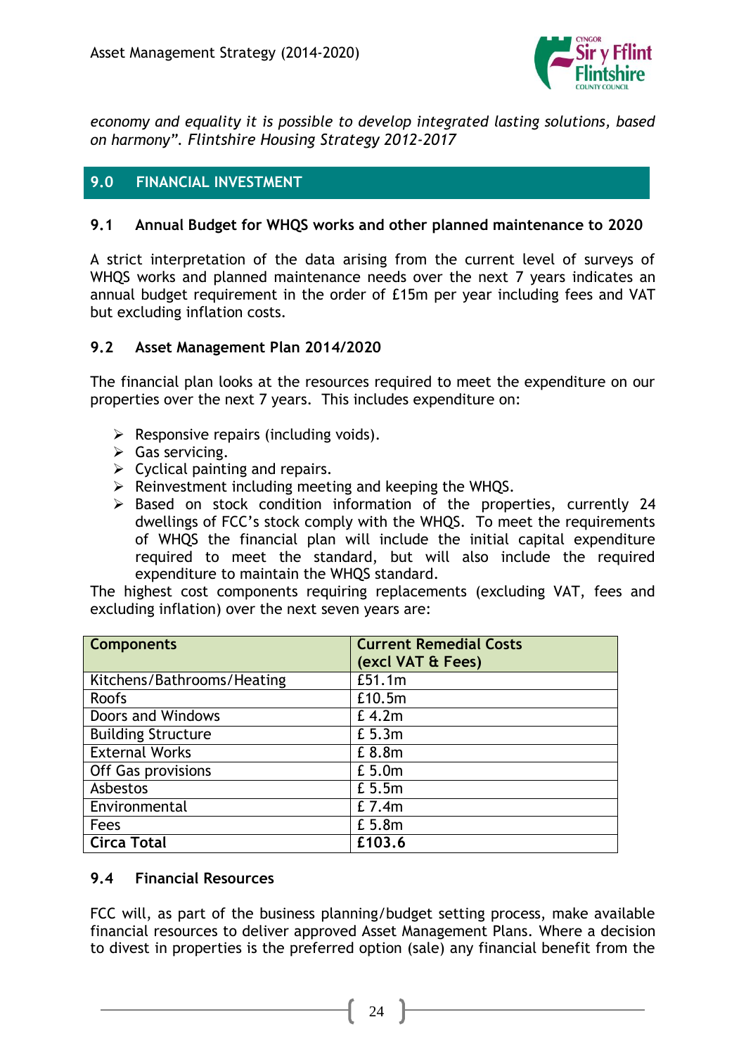*economy and equality it is possible to develop integrated lasting solutions, based on harmony". Flintshire Housing Strategy 2012-2017*

## 9.0 FINANCIAL INVESTMENT

### 9.1 Annual Budget for WHQS works and other planned maintenance to 2020

A strict interpretation of the data arising from the current level of surveys of WHQS works and planned maintenance needs over the next 7 years indicates an annual budget requirement in the order of £15m per year including fees and VAT but excluding inflation costs.

### 9.2 Asset Management Plan 2014/2020

The financial plan looks at the resources required to meet the expenditure on our properties over the next 7 years. This includes expenditure on:

- Responsive repairs (including voids).
- Gas servicing.
- Cyclical painting and repairs.
- Reinvestment including meeting and keeping the WHQS.
- Based on stock condition information of the properties, currently 24 dwellings of FCC's stock comply with the WHQS. To meet the requirements of WHQS the financial plan will include the initial capital expenditure required to meet the standard, but will also include the required expenditure to maintain the WHQS standard.

The highest cost components requiring replacements (excluding VAT, fees and excluding inflation) over the next seven years are:

| Components | Current Remedial Costs (excl VAT & Fees) |
|---|---|
| Kitchens/Bathrooms/Heating | £51.1m |
| Roofs | £10.5m |
| Doors and Windows | £ 4.2m |
| Building Structure | £ 5.3m |
| External Works | £ 8.8m |
| Off Gas provisions | £ 5.0m |
| Asbestos | £ 5.5m |
| Environmental | £ 7.4m |
| Fees | £ 5.8m |
| **Circa Total** | **£103.6** |

### 9.4 Financial Resources

FCC will, as part of the business planning/budget setting process, make available financial resources to deliver approved Asset Management Plans. Where a decision to divest in properties is the preferred option (sale) any financial benefit from the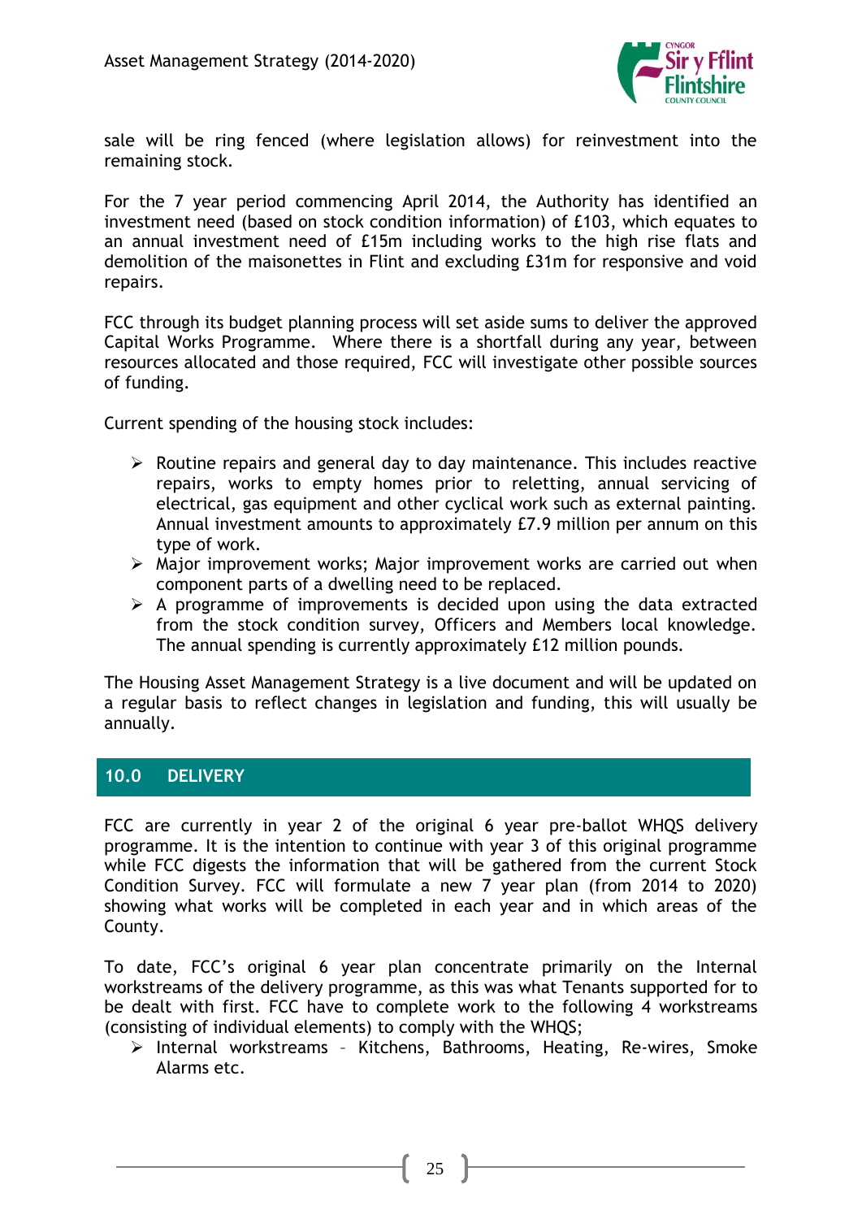sale will be ring fenced (where legislation allows) for reinvestment into the remaining stock.

For the 7 year period commencing April 2014, the Authority has identified an investment need (based on stock condition information) of £103, which equates to an annual investment need of £15m including works to the high rise flats and demolition of the maisonettes in Flint and excluding £31m for responsive and void repairs.

FCC through its budget planning process will set aside sums to deliver the approved Capital Works Programme. Where there is a shortfall during any year, between resources allocated and those required, FCC will investigate other possible sources of funding.

Current spending of the housing stock includes:

- Routine repairs and general day to day maintenance. This includes reactive repairs, works to empty homes prior to reletting, annual servicing of electrical, gas equipment and other cyclical work such as external painting. Annual investment amounts to approximately £7.9 million per annum on this type of work.
- Major improvement works; Major improvement works are carried out when component parts of a dwelling need to be replaced.
- A programme of improvements is decided upon using the data extracted from the stock condition survey, Officers and Members local knowledge. The annual spending is currently approximately £12 million pounds.

The Housing Asset Management Strategy is a live document and will be updated on a regular basis to reflect changes in legislation and funding, this will usually be annually.

## 10.0 DELIVERY

FCC are currently in year 2 of the original 6 year pre-ballot WHQS delivery programme. It is the intention to continue with year 3 of this original programme while FCC digests the information that will be gathered from the current Stock Condition Survey. FCC will formulate a new 7 year plan (from 2014 to 2020) showing what works will be completed in each year and in which areas of the County.

To date, FCC's original 6 year plan concentrate primarily on the Internal workstreams of the delivery programme, as this was what Tenants supported for to be dealt with first. FCC have to complete work to the following 4 workstreams (consisting of individual elements) to comply with the WHQS;

- Internal workstreams – Kitchens, Bathrooms, Heating, Re-wires, Smoke Alarms etc.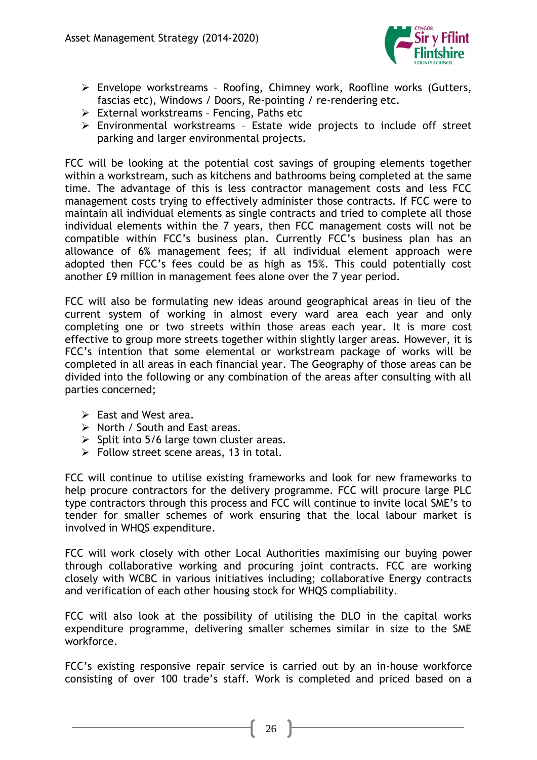- Envelope workstreams – Roofing, Chimney work, Roofline works (Gutters, fascias etc), Windows / Doors, Re-pointing / re-rendering etc.
- External workstreams – Fencing, Paths etc
- Environmental workstreams – Estate wide projects to include off street parking and larger environmental projects.

FCC will be looking at the potential cost savings of grouping elements together within a workstream, such as kitchens and bathrooms being completed at the same time. The advantage of this is less contractor management costs and less FCC management costs trying to effectively administer those contracts. If FCC were to maintain all individual elements as single contracts and tried to complete all those individual elements within the 7 years, then FCC management costs will not be compatible within FCC's business plan. Currently FCC's business plan has an allowance of 6% management fees; if all individual element approach were adopted then FCC's fees could be as high as 15%. This could potentially cost another £9 million in management fees alone over the 7 year period.

FCC will also be formulating new ideas around geographical areas in lieu of the current system of working in almost every ward area each year and only completing one or two streets within those areas each year. It is more cost effective to group more streets together within slightly larger areas. However, it is FCC's intention that some elemental or workstream package of works will be completed in all areas in each financial year. The Geography of those areas can be divided into the following or any combination of the areas after consulting with all parties concerned;

- East and West area.
- North / South and East areas.
- Split into 5/6 large town cluster areas.
- Follow street scene areas, 13 in total.

FCC will continue to utilise existing frameworks and look for new frameworks to help procure contractors for the delivery programme. FCC will procure large PLC type contractors through this process and FCC will continue to invite local SME's to tender for smaller schemes of work ensuring that the local labour market is involved in WHQS expenditure.

FCC will work closely with other Local Authorities maximising our buying power through collaborative working and procuring joint contracts. FCC are working closely with WCBC in various initiatives including; collaborative Energy contracts and verification of each other housing stock for WHQS compliability.

FCC will also look at the possibility of utilising the DLO in the capital works expenditure programme, delivering smaller schemes similar in size to the SME workforce.

FCC's existing responsive repair service is carried out by an in-house workforce consisting of over 100 trade's staff. Work is completed and priced based on a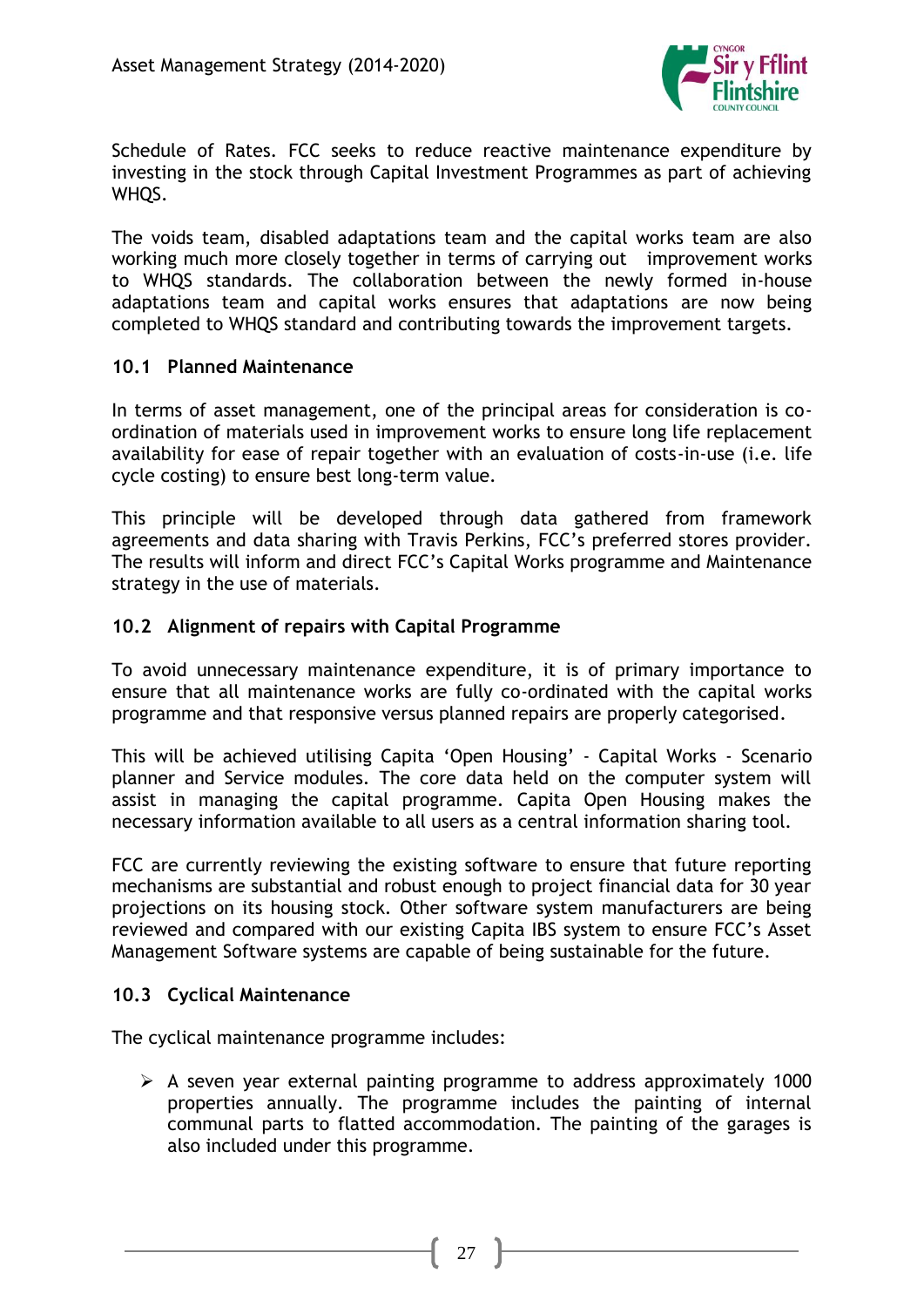Schedule of Rates. FCC seeks to reduce reactive maintenance expenditure by investing in the stock through Capital Investment Programmes as part of achieving WHQS.

The voids team, disabled adaptations team and the capital works team are also working much more closely together in terms of carrying out improvement works to WHQS standards. The collaboration between the newly formed in-house adaptations team and capital works ensures that adaptations are now being completed to WHQS standard and contributing towards the improvement targets.

### 10.1 Planned Maintenance

In terms of asset management, one of the principal areas for consideration is co-ordination of materials used in improvement works to ensure long life replacement availability for ease of repair together with an evaluation of costs-in-use (i.e. life cycle costing) to ensure best long-term value.

This principle will be developed through data gathered from framework agreements and data sharing with Travis Perkins, FCC's preferred stores provider. The results will inform and direct FCC's Capital Works programme and Maintenance strategy in the use of materials.

### 10.2 Alignment of repairs with Capital Programme

To avoid unnecessary maintenance expenditure, it is of primary importance to ensure that all maintenance works are fully co-ordinated with the capital works programme and that responsive versus planned repairs are properly categorised.

This will be achieved utilising Capita 'Open Housing' - Capital Works - Scenario planner and Service modules. The core data held on the computer system will assist in managing the capital programme. Capita Open Housing makes the necessary information available to all users as a central information sharing tool.

FCC are currently reviewing the existing software to ensure that future reporting mechanisms are substantial and robust enough to project financial data for 30 year projections on its housing stock. Other software system manufacturers are being reviewed and compared with our existing Capita IBS system to ensure FCC's Asset Management Software systems are capable of being sustainable for the future.

### 10.3 Cyclical Maintenance

The cyclical maintenance programme includes:

- A seven year external painting programme to address approximately 1000 properties annually. The programme includes the painting of internal communal parts to flatted accommodation. The painting of the garages is also included under this programme.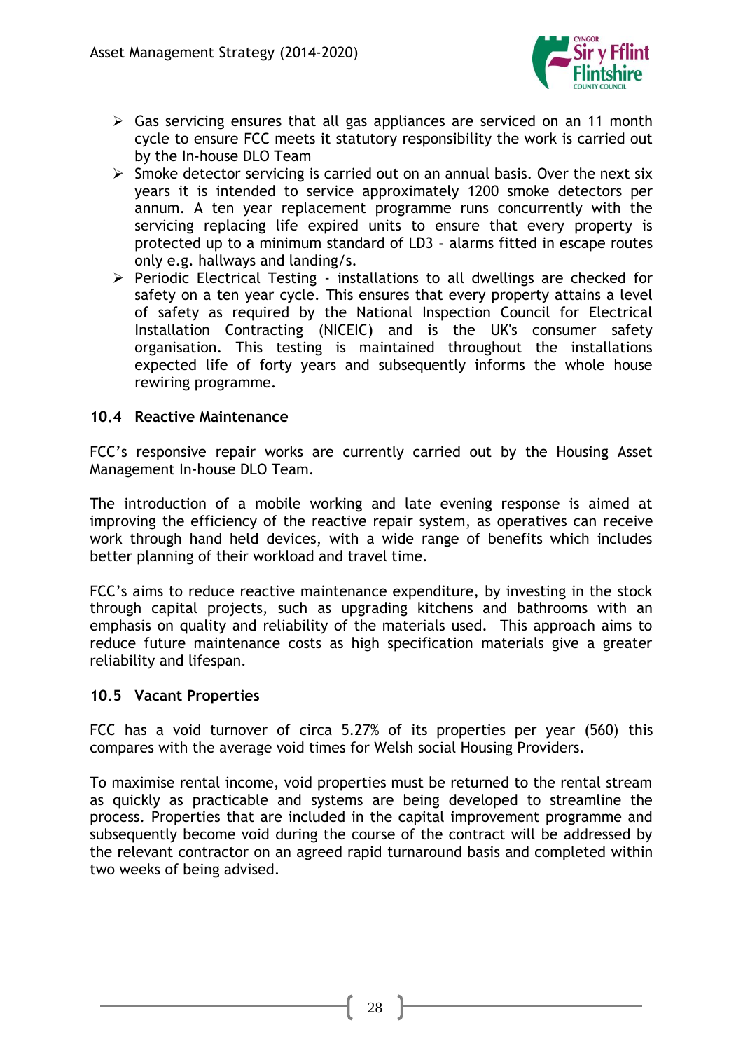- Gas servicing ensures that all gas appliances are serviced on an 11 month cycle to ensure FCC meets it statutory responsibility the work is carried out by the In-house DLO Team
- Smoke detector servicing is carried out on an annual basis. Over the next six years it is intended to service approximately 1200 smoke detectors per annum. A ten year replacement programme runs concurrently with the servicing replacing life expired units to ensure that every property is protected up to a minimum standard of LD3 – alarms fitted in escape routes only e.g. hallways and landing/s.
- Periodic Electrical Testing - installations to all dwellings are checked for safety on a ten year cycle. This ensures that every property attains a level of safety as required by the National Inspection Council for Electrical Installation Contracting (NICEIC) and is the UK's consumer safety organisation. This testing is maintained throughout the installations expected life of forty years and subsequently informs the whole house rewiring programme.

### 10.4 Reactive Maintenance

FCC's responsive repair works are currently carried out by the Housing Asset Management In-house DLO Team.

The introduction of a mobile working and late evening response is aimed at improving the efficiency of the reactive repair system, as operatives can receive work through hand held devices, with a wide range of benefits which includes better planning of their workload and travel time.

FCC's aims to reduce reactive maintenance expenditure, by investing in the stock through capital projects, such as upgrading kitchens and bathrooms with an emphasis on quality and reliability of the materials used. This approach aims to reduce future maintenance costs as high specification materials give a greater reliability and lifespan.

### 10.5 Vacant Properties

FCC has a void turnover of circa 5.27% of its properties per year (560) this compares with the average void times for Welsh social Housing Providers.

To maximise rental income, void properties must be returned to the rental stream as quickly as practicable and systems are being developed to streamline the process. Properties that are included in the capital improvement programme and subsequently become void during the course of the contract will be addressed by the relevant contractor on an agreed rapid turnaround basis and completed within two weeks of being advised.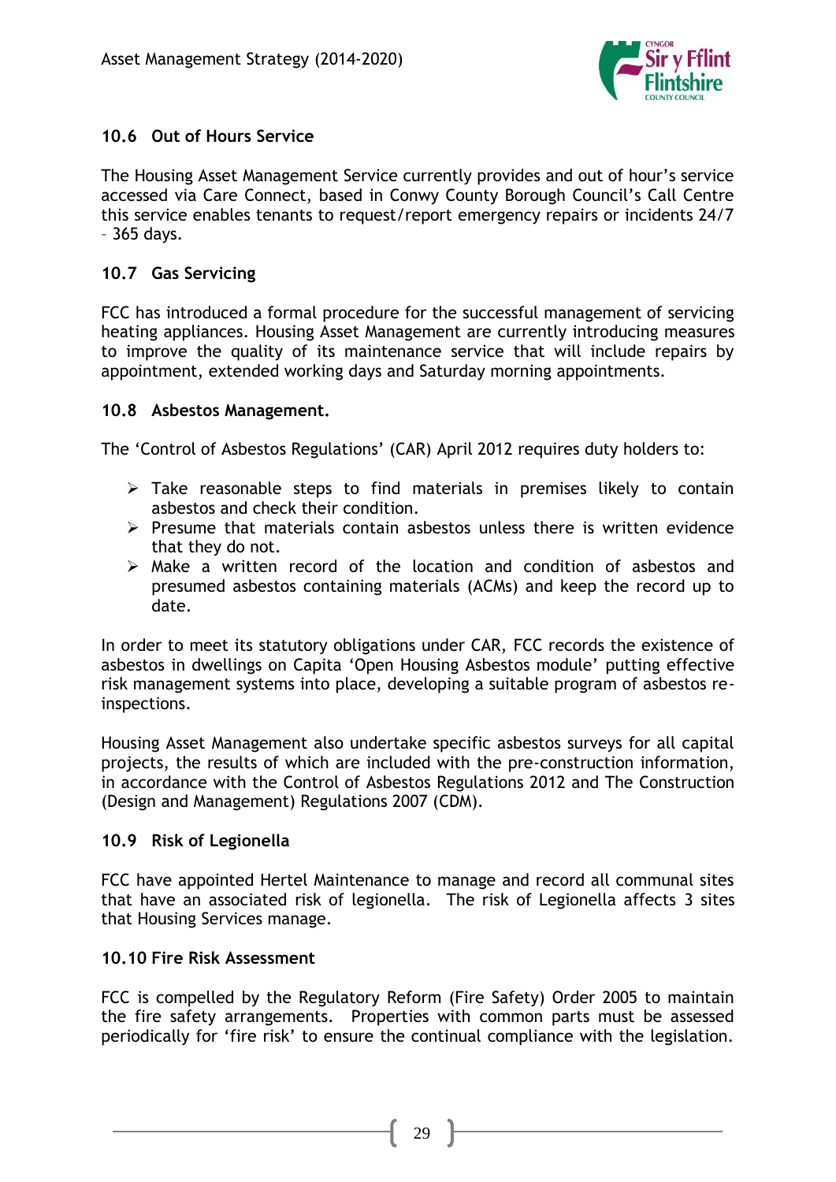### 10.6 Out of Hours Service

The Housing Asset Management Service currently provides and out of hour's service accessed via Care Connect, based in Conwy County Borough Council's Call Centre this service enables tenants to request/report emergency repairs or incidents 24/7 – 365 days.

### 10.7 Gas Servicing

FCC has introduced a formal procedure for the successful management of servicing heating appliances. Housing Asset Management are currently introducing measures to improve the quality of its maintenance service that will include repairs by appointment, extended working days and Saturday morning appointments.

### 10.8 Asbestos Management.

The 'Control of Asbestos Regulations' (CAR) April 2012 requires duty holders to:

- Take reasonable steps to find materials in premises likely to contain asbestos and check their condition.
- Presume that materials contain asbestos unless there is written evidence that they do not.
- Make a written record of the location and condition of asbestos and presumed asbestos containing materials (ACMs) and keep the record up to date.

In order to meet its statutory obligations under CAR, FCC records the existence of asbestos in dwellings on Capita 'Open Housing Asbestos module' putting effective risk management systems into place, developing a suitable program of asbestos re-inspections.

Housing Asset Management also undertake specific asbestos surveys for all capital projects, the results of which are included with the pre-construction information, in accordance with the Control of Asbestos Regulations 2012 and The Construction (Design and Management) Regulations 2007 (CDM).

### 10.9 Risk of Legionella

FCC have appointed Hertel Maintenance to manage and record all communal sites that have an associated risk of legionella. The risk of Legionella affects 3 sites that Housing Services manage.

### 10.10 Fire Risk Assessment

FCC is compelled by the Regulatory Reform (Fire Safety) Order 2005 to maintain the fire safety arrangements. Properties with common parts must be assessed periodically for 'fire risk' to ensure the continual compliance with the legislation.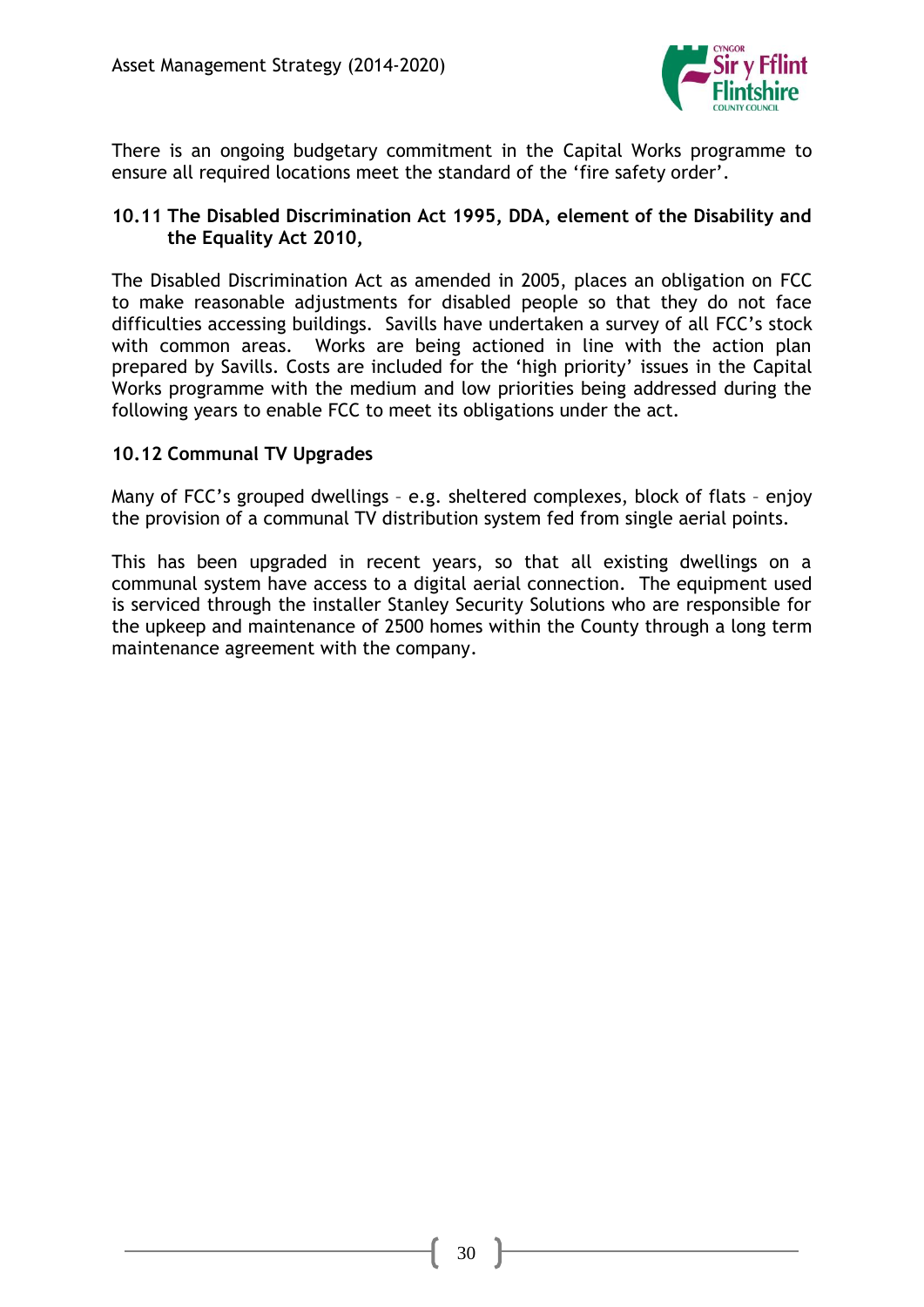There is an ongoing budgetary commitment in the Capital Works programme to ensure all required locations meet the standard of the 'fire safety order'.

### 10.11 The Disabled Discrimination Act 1995, DDA, element of the Disability and the Equality Act 2010,

The Disabled Discrimination Act as amended in 2005, places an obligation on FCC to make reasonable adjustments for disabled people so that they do not face difficulties accessing buildings. Savills have undertaken a survey of all FCC's stock with common areas. Works are being actioned in line with the action plan prepared by Savills. Costs are included for the 'high priority' issues in the Capital Works programme with the medium and low priorities being addressed during the following years to enable FCC to meet its obligations under the act.

### 10.12 Communal TV Upgrades

Many of FCC's grouped dwellings – e.g. sheltered complexes, block of flats – enjoy the provision of a communal TV distribution system fed from single aerial points.

This has been upgraded in recent years, so that all existing dwellings on a communal system have access to a digital aerial connection. The equipment used is serviced through the installer Stanley Security Solutions who are responsible for the upkeep and maintenance of 2500 homes within the County through a long term maintenance agreement with the company.